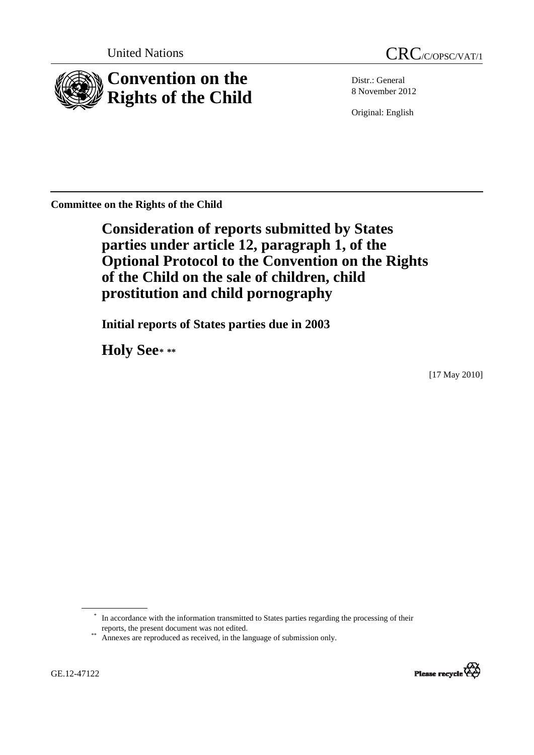United Nations

# CRC/C/OPSC/VAT/1

# Convention on the Rights of the Child

Distr.: General
8 November 2012

Original: English

**Committee on the Rights of the Child**

## Consideration of reports submitted by States parties under article 12, paragraph 1, of the Optional Protocol to the Convention on the Rights of the Child on the sale of children, child prostitution and child pornography

### Initial reports of States parties due in 2003

### Holy See* **

[17 May 2010]

\* In accordance with the information transmitted to States parties regarding the processing of their reports, the present document was not edited.

\*\* Annexes are reproduced as received, in the language of submission only.

GE.12-47122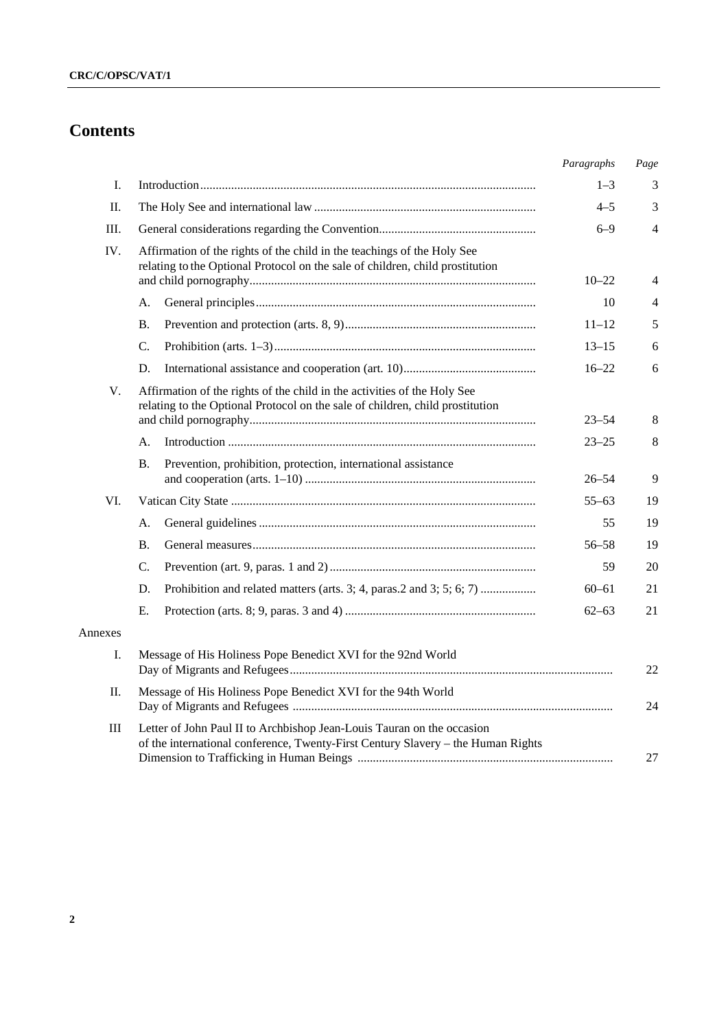# Contents

| | | Paragraphs | Page |
|---|---|---|---|
| I. | Introduction | 1–3 | 3 |
| II. | The Holy See and international law | 4–5 | 3 |
| III. | General considerations regarding the Convention | 6–9 | 4 |
| IV. | Affirmation of the rights of the child in the teachings of the Holy See relating to the Optional Protocol on the sale of children, child prostitution and child pornography | 10–22 | 4 |
| | A. General principles | 10 | 4 |
| | B. Prevention and protection (arts. 8, 9) | 11–12 | 5 |
| | C. Prohibition (arts. 1–3) | 13–15 | 6 |
| | D. International assistance and cooperation (art. 10) | 16–22 | 6 |
| V. | Affirmation of the rights of the child in the activities of the Holy See relating to the Optional Protocol on the sale of children, child prostitution and child pornography | 23–54 | 8 |
| | A. Introduction | 23–25 | 8 |
| | B. Prevention, prohibition, protection, international assistance and cooperation (arts. 1–10) | 26–54 | 9 |
| VI. | Vatican City State | 55–63 | 19 |
| | A. General guidelines | 55 | 19 |
| | B. General measures | 56–58 | 19 |
| | C. Prevention (art. 9, paras. 1 and 2) | 59 | 20 |
| | D. Prohibition and related matters (arts. 3; 4, paras.2 and 3; 5; 6; 7) | 60–61 | 21 |
| | E. Protection (arts. 8; 9, paras. 3 and 4) | 62–63 | 21 |
| Annexes | | | |
| I. | Message of His Holiness Pope Benedict XVI for the 92nd World Day of Migrants and Refugees | | 22 |
| II. | Message of His Holiness Pope Benedict XVI for the 94th World Day of Migrants and Refugees | | 24 |
| III | Letter of John Paul II to Archbishop Jean-Louis Tauran on the occasion of the international conference, Twenty-First Century Slavery – the Human Rights Dimension to Trafficking in Human Beings | | 27 |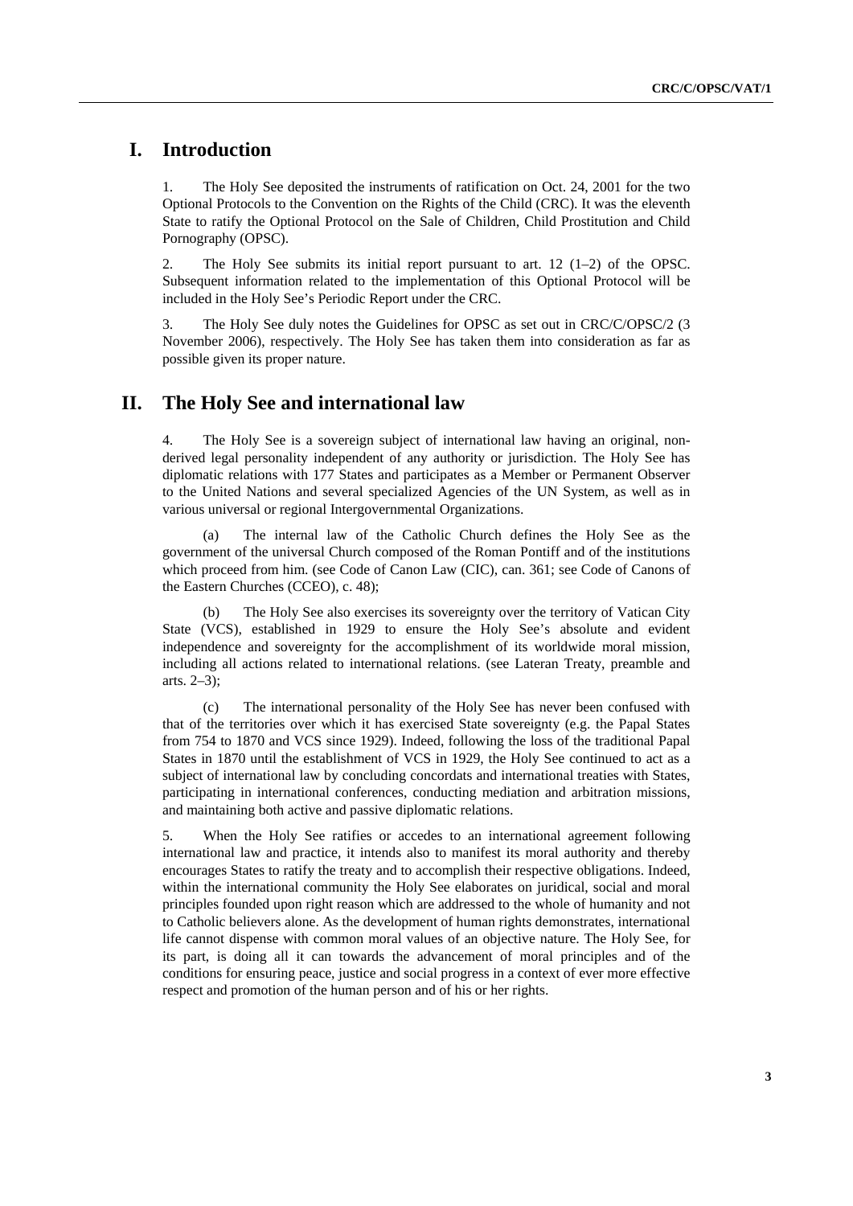# I. Introduction

1. The Holy See deposited the instruments of ratification on Oct. 24, 2001 for the two Optional Protocols to the Convention on the Rights of the Child (CRC). It was the eleventh State to ratify the Optional Protocol on the Sale of Children, Child Prostitution and Child Pornography (OPSC).

2. The Holy See submits its initial report pursuant to art. 12 (1–2) of the OPSC. Subsequent information related to the implementation of this Optional Protocol will be included in the Holy See's Periodic Report under the CRC.

3. The Holy See duly notes the Guidelines for OPSC as set out in CRC/C/OPSC/2 (3 November 2006), respectively. The Holy See has taken them into consideration as far as possible given its proper nature.

# II. The Holy See and international law

4. The Holy See is a sovereign subject of international law having an original, non-derived legal personality independent of any authority or jurisdiction. The Holy See has diplomatic relations with 177 States and participates as a Member or Permanent Observer to the United Nations and several specialized Agencies of the UN System, as well as in various universal or regional Intergovernmental Organizations.

(a) The internal law of the Catholic Church defines the Holy See as the government of the universal Church composed of the Roman Pontiff and of the institutions which proceed from him. (see Code of Canon Law (CIC), can. 361; see Code of Canons of the Eastern Churches (CCEO), c. 48);

(b) The Holy See also exercises its sovereignty over the territory of Vatican City State (VCS), established in 1929 to ensure the Holy See's absolute and evident independence and sovereignty for the accomplishment of its worldwide moral mission, including all actions related to international relations. (see Lateran Treaty, preamble and arts. 2–3);

(c) The international personality of the Holy See has never been confused with that of the territories over which it has exercised State sovereignty (e.g. the Papal States from 754 to 1870 and VCS since 1929). Indeed, following the loss of the traditional Papal States in 1870 until the establishment of VCS in 1929, the Holy See continued to act as a subject of international law by concluding concordats and international treaties with States, participating in international conferences, conducting mediation and arbitration missions, and maintaining both active and passive diplomatic relations.

5. When the Holy See ratifies or accedes to an international agreement following international law and practice, it intends also to manifest its moral authority and thereby encourages States to ratify the treaty and to accomplish their respective obligations. Indeed, within the international community the Holy See elaborates on juridical, social and moral principles founded upon right reason which are addressed to the whole of humanity and not to Catholic believers alone. As the development of human rights demonstrates, international life cannot dispense with common moral values of an objective nature. The Holy See, for its part, is doing all it can towards the advancement of moral principles and of the conditions for ensuring peace, justice and social progress in a context of ever more effective respect and promotion of the human person and of his or her rights.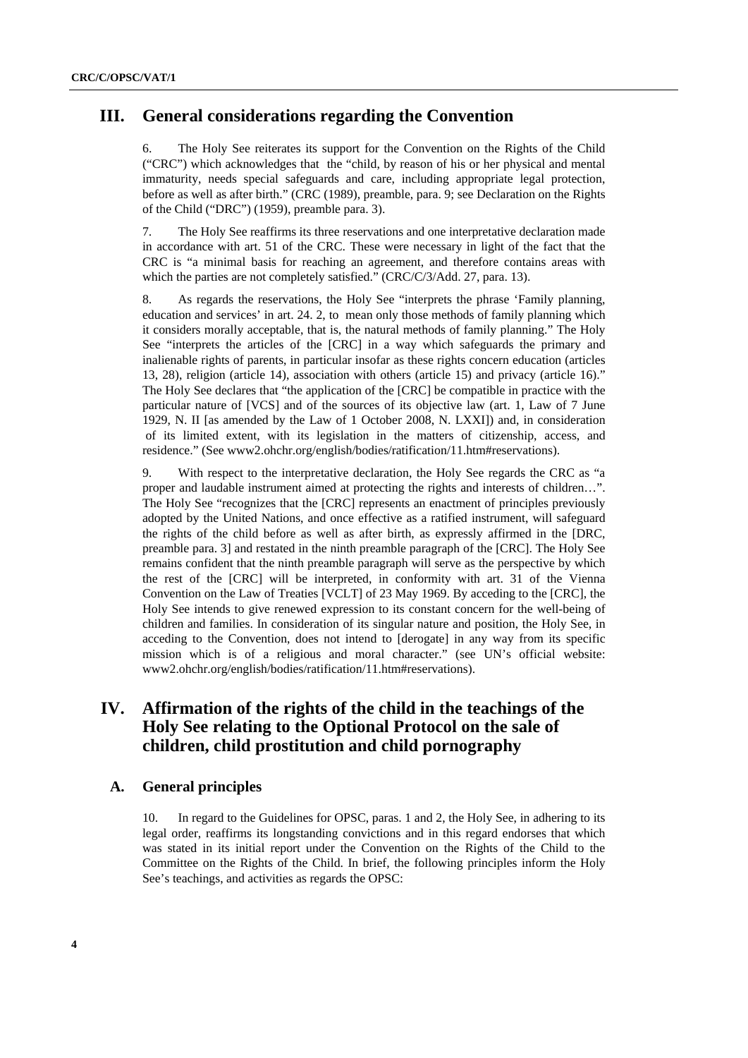# III. General considerations regarding the Convention

6. The Holy See reiterates its support for the Convention on the Rights of the Child ("CRC") which acknowledges that the "child, by reason of his or her physical and mental immaturity, needs special safeguards and care, including appropriate legal protection, before as well as after birth." (CRC (1989), preamble, para. 9; see Declaration on the Rights of the Child ("DRC") (1959), preamble para. 3).

7. The Holy See reaffirms its three reservations and one interpretative declaration made in accordance with art. 51 of the CRC. These were necessary in light of the fact that the CRC is "a minimal basis for reaching an agreement, and therefore contains areas with which the parties are not completely satisfied." (CRC/C/3/Add. 27, para. 13).

8. As regards the reservations, the Holy See "interprets the phrase 'Family planning, education and services' in art. 24. 2, to mean only those methods of family planning which it considers morally acceptable, that is, the natural methods of family planning." The Holy See "interprets the articles of the [CRC] in a way which safeguards the primary and inalienable rights of parents, in particular insofar as these rights concern education (articles 13, 28), religion (article 14), association with others (article 15) and privacy (article 16)." The Holy See declares that "the application of the [CRC] be compatible in practice with the particular nature of [VCS] and of the sources of its objective law (art. 1, Law of 7 June 1929, N. II [as amended by the Law of 1 October 2008, N. LXXI]) and, in consideration of its limited extent, with its legislation in the matters of citizenship, access, and residence." (See www2.ohchr.org/english/bodies/ratification/11.htm#reservations).

9. With respect to the interpretative declaration, the Holy See regards the CRC as "a proper and laudable instrument aimed at protecting the rights and interests of children…". The Holy See "recognizes that the [CRC] represents an enactment of principles previously adopted by the United Nations, and once effective as a ratified instrument, will safeguard the rights of the child before as well as after birth, as expressly affirmed in the [DRC, preamble para. 3] and restated in the ninth preamble paragraph of the [CRC]. The Holy See remains confident that the ninth preamble paragraph will serve as the perspective by which the rest of the [CRC] will be interpreted, in conformity with art. 31 of the Vienna Convention on the Law of Treaties [VCLT] of 23 May 1969. By acceding to the [CRC], the Holy See intends to give renewed expression to its constant concern for the well-being of children and families. In consideration of its singular nature and position, the Holy See, in acceding to the Convention, does not intend to [derogate] in any way from its specific mission which is of a religious and moral character." (see UN's official website: www2.ohchr.org/english/bodies/ratification/11.htm#reservations).

# IV. Affirmation of the rights of the child in the teachings of the Holy See relating to the Optional Protocol on the sale of children, child prostitution and child pornography

## A. General principles

10. In regard to the Guidelines for OPSC, paras. 1 and 2, the Holy See, in adhering to its legal order, reaffirms its longstanding convictions and in this regard endorses that which was stated in its initial report under the Convention on the Rights of the Child to the Committee on the Rights of the Child. In brief, the following principles inform the Holy See's teachings, and activities as regards the OPSC: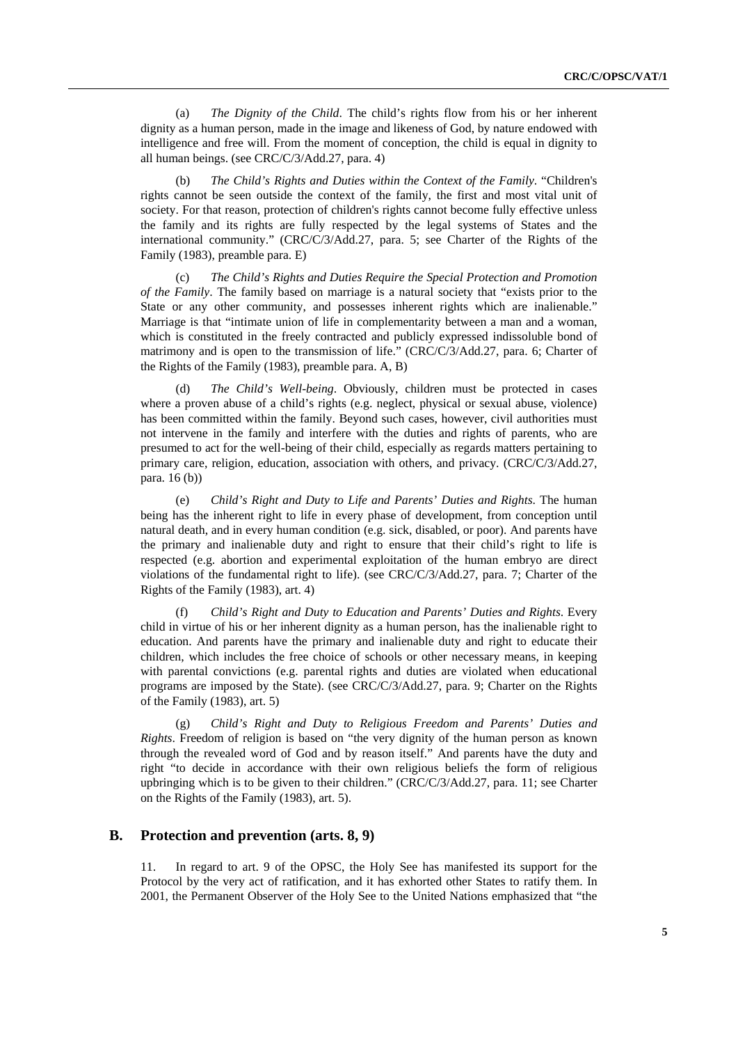(a) *The Dignity of the Child*. The child's rights flow from his or her inherent dignity as a human person, made in the image and likeness of God, by nature endowed with intelligence and free will. From the moment of conception, the child is equal in dignity to all human beings. (see CRC/C/3/Add.27, para. 4)

(b) *The Child's Rights and Duties within the Context of the Family*. "Children's rights cannot be seen outside the context of the family, the first and most vital unit of society. For that reason, protection of children's rights cannot become fully effective unless the family and its rights are fully respected by the legal systems of States and the international community." (CRC/C/3/Add.27, para. 5; see Charter of the Rights of the Family (1983), preamble para. E)

(c) *The Child's Rights and Duties Require the Special Protection and Promotion of the Family*. The family based on marriage is a natural society that "exists prior to the State or any other community, and possesses inherent rights which are inalienable." Marriage is that "intimate union of life in complementarity between a man and a woman, which is constituted in the freely contracted and publicly expressed indissoluble bond of matrimony and is open to the transmission of life." (CRC/C/3/Add.27, para. 6; Charter of the Rights of the Family (1983), preamble para. A, B)

(d) *The Child's Well-being*. Obviously, children must be protected in cases where a proven abuse of a child's rights (e.g. neglect, physical or sexual abuse, violence) has been committed within the family. Beyond such cases, however, civil authorities must not intervene in the family and interfere with the duties and rights of parents, who are presumed to act for the well-being of their child, especially as regards matters pertaining to primary care, religion, education, association with others, and privacy. (CRC/C/3/Add.27, para. 16 (b))

(e) *Child's Right and Duty to Life and Parents' Duties and Rights*. The human being has the inherent right to life in every phase of development, from conception until natural death, and in every human condition (e.g. sick, disabled, or poor). And parents have the primary and inalienable duty and right to ensure that their child's right to life is respected (e.g. abortion and experimental exploitation of the human embryo are direct violations of the fundamental right to life). (see CRC/C/3/Add.27, para. 7; Charter of the Rights of the Family (1983), art. 4)

(f) *Child's Right and Duty to Education and Parents' Duties and Rights*. Every child in virtue of his or her inherent dignity as a human person, has the inalienable right to education. And parents have the primary and inalienable duty and right to educate their children, which includes the free choice of schools or other necessary means, in keeping with parental convictions (e.g. parental rights and duties are violated when educational programs are imposed by the State). (see CRC/C/3/Add.27, para. 9; Charter on the Rights of the Family (1983), art. 5)

(g) *Child's Right and Duty to Religious Freedom and Parents' Duties and Rights*. Freedom of religion is based on "the very dignity of the human person as known through the revealed word of God and by reason itself." And parents have the duty and right "to decide in accordance with their own religious beliefs the form of religious upbringing which is to be given to their children." (CRC/C/3/Add.27, para. 11; see Charter on the Rights of the Family (1983), art. 5).

## B. Protection and prevention (arts. 8, 9)

11. In regard to art. 9 of the OPSC, the Holy See has manifested its support for the Protocol by the very act of ratification, and it has exhorted other States to ratify them. In 2001, the Permanent Observer of the Holy See to the United Nations emphasized that "the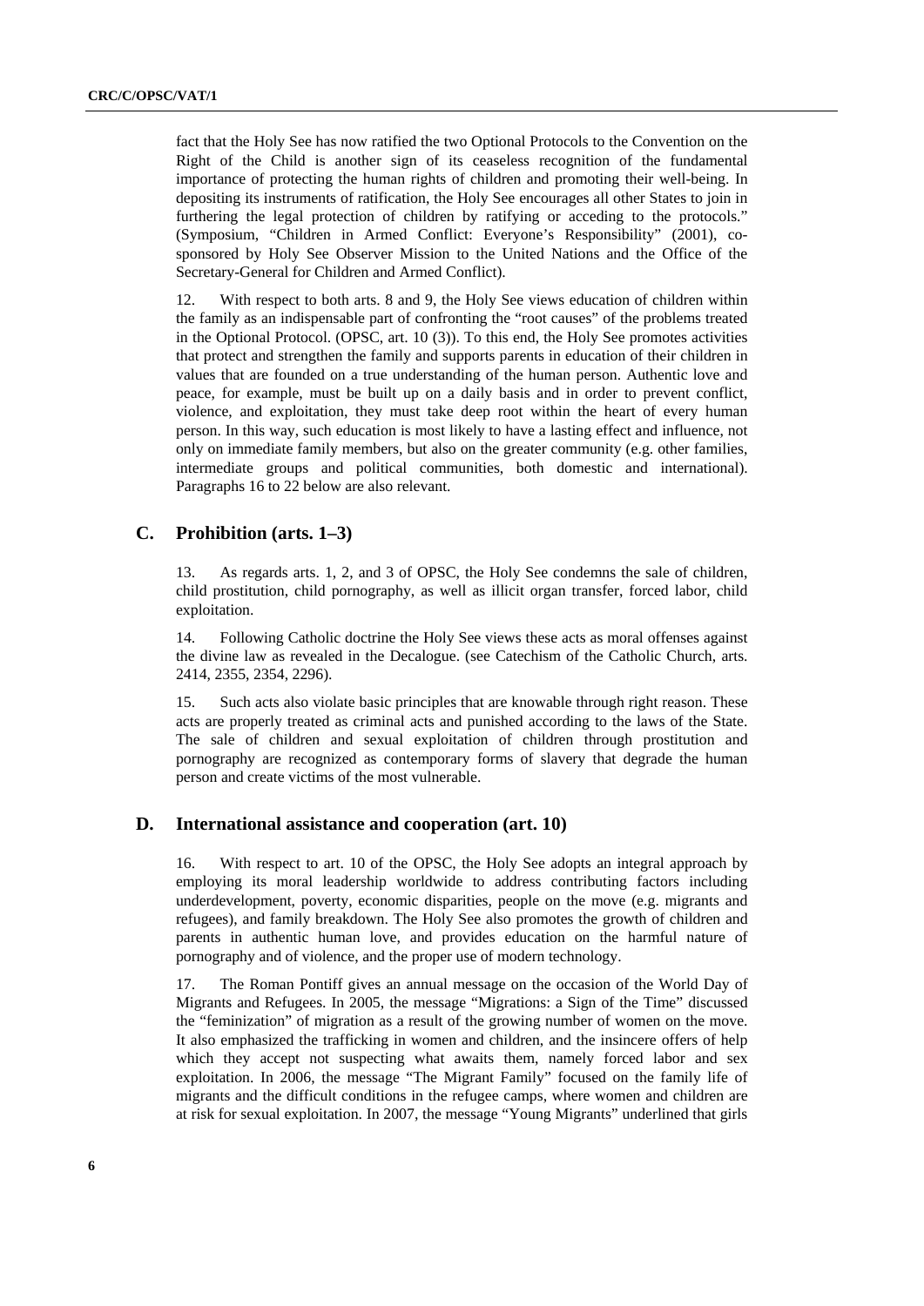fact that the Holy See has now ratified the two Optional Protocols to the Convention on the Right of the Child is another sign of its ceaseless recognition of the fundamental importance of protecting the human rights of children and promoting their well-being. In depositing its instruments of ratification, the Holy See encourages all other States to join in furthering the legal protection of children by ratifying or acceding to the protocols." (Symposium, "Children in Armed Conflict: Everyone's Responsibility" (2001), co-sponsored by Holy See Observer Mission to the United Nations and the Office of the Secretary-General for Children and Armed Conflict).

12. With respect to both arts. 8 and 9, the Holy See views education of children within the family as an indispensable part of confronting the "root causes" of the problems treated in the Optional Protocol. (OPSC, art. 10 (3)). To this end, the Holy See promotes activities that protect and strengthen the family and supports parents in education of their children in values that are founded on a true understanding of the human person. Authentic love and peace, for example, must be built up on a daily basis and in order to prevent conflict, violence, and exploitation, they must take deep root within the heart of every human person. In this way, such education is most likely to have a lasting effect and influence, not only on immediate family members, but also on the greater community (e.g. other families, intermediate groups and political communities, both domestic and international). Paragraphs 16 to 22 below are also relevant.

## C. Prohibition (arts. 1–3)

13. As regards arts. 1, 2, and 3 of OPSC, the Holy See condemns the sale of children, child prostitution, child pornography, as well as illicit organ transfer, forced labor, child exploitation.

14. Following Catholic doctrine the Holy See views these acts as moral offenses against the divine law as revealed in the Decalogue. (see Catechism of the Catholic Church, arts. 2414, 2355, 2354, 2296).

15. Such acts also violate basic principles that are knowable through right reason. These acts are properly treated as criminal acts and punished according to the laws of the State. The sale of children and sexual exploitation of children through prostitution and pornography are recognized as contemporary forms of slavery that degrade the human person and create victims of the most vulnerable.

## D. International assistance and cooperation (art. 10)

16. With respect to art. 10 of the OPSC, the Holy See adopts an integral approach by employing its moral leadership worldwide to address contributing factors including underdevelopment, poverty, economic disparities, people on the move (e.g. migrants and refugees), and family breakdown. The Holy See also promotes the growth of children and parents in authentic human love, and provides education on the harmful nature of pornography and of violence, and the proper use of modern technology.

17. The Roman Pontiff gives an annual message on the occasion of the World Day of Migrants and Refugees. In 2005, the message "Migrations: a Sign of the Time" discussed the "feminization" of migration as a result of the growing number of women on the move. It also emphasized the trafficking in women and children, and the insincere offers of help which they accept not suspecting what awaits them, namely forced labor and sex exploitation. In 2006, the message "The Migrant Family" focused on the family life of migrants and the difficult conditions in the refugee camps, where women and children are at risk for sexual exploitation. In 2007, the message "Young Migrants" underlined that girls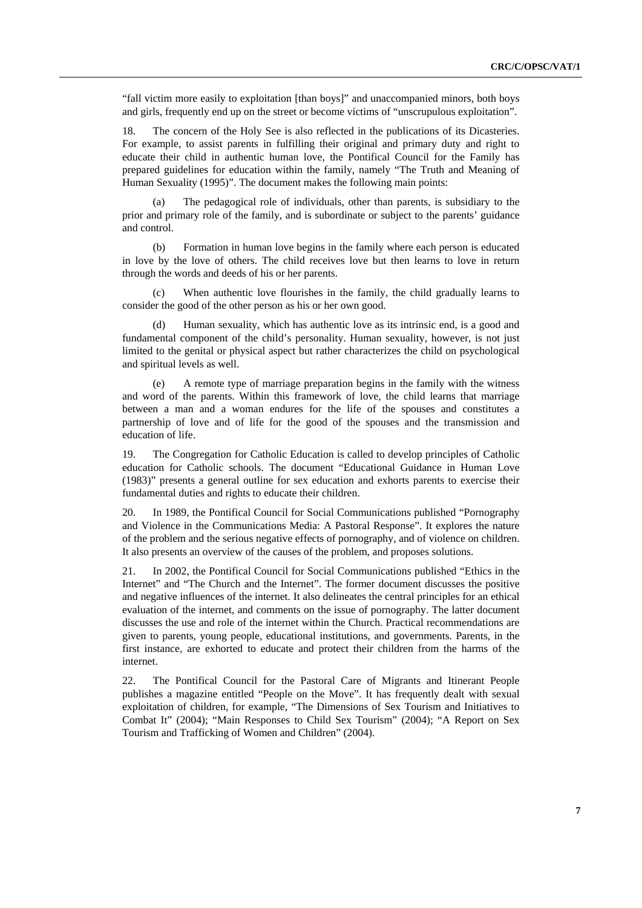"fall victim more easily to exploitation [than boys]" and unaccompanied minors, both boys and girls, frequently end up on the street or become victims of "unscrupulous exploitation".

18. The concern of the Holy See is also reflected in the publications of its Dicasteries. For example, to assist parents in fulfilling their original and primary duty and right to educate their child in authentic human love, the Pontifical Council for the Family has prepared guidelines for education within the family, namely "The Truth and Meaning of Human Sexuality (1995)". The document makes the following main points:

(a) The pedagogical role of individuals, other than parents, is subsidiary to the prior and primary role of the family, and is subordinate or subject to the parents' guidance and control.

(b) Formation in human love begins in the family where each person is educated in love by the love of others. The child receives love but then learns to love in return through the words and deeds of his or her parents.

(c) When authentic love flourishes in the family, the child gradually learns to consider the good of the other person as his or her own good.

(d) Human sexuality, which has authentic love as its intrinsic end, is a good and fundamental component of the child's personality. Human sexuality, however, is not just limited to the genital or physical aspect but rather characterizes the child on psychological and spiritual levels as well.

(e) A remote type of marriage preparation begins in the family with the witness and word of the parents. Within this framework of love, the child learns that marriage between a man and a woman endures for the life of the spouses and constitutes a partnership of love and of life for the good of the spouses and the transmission and education of life.

19. The Congregation for Catholic Education is called to develop principles of Catholic education for Catholic schools. The document "Educational Guidance in Human Love (1983)" presents a general outline for sex education and exhorts parents to exercise their fundamental duties and rights to educate their children.

20. In 1989, the Pontifical Council for Social Communications published "Pornography and Violence in the Communications Media: A Pastoral Response". It explores the nature of the problem and the serious negative effects of pornography, and of violence on children. It also presents an overview of the causes of the problem, and proposes solutions.

21. In 2002, the Pontifical Council for Social Communications published "Ethics in the Internet" and "The Church and the Internet". The former document discusses the positive and negative influences of the internet. It also delineates the central principles for an ethical evaluation of the internet, and comments on the issue of pornography. The latter document discusses the use and role of the internet within the Church. Practical recommendations are given to parents, young people, educational institutions, and governments. Parents, in the first instance, are exhorted to educate and protect their children from the harms of the internet.

22. The Pontifical Council for the Pastoral Care of Migrants and Itinerant People publishes a magazine entitled "People on the Move". It has frequently dealt with sexual exploitation of children, for example, "The Dimensions of Sex Tourism and Initiatives to Combat It" (2004); "Main Responses to Child Sex Tourism" (2004); "A Report on Sex Tourism and Trafficking of Women and Children" (2004).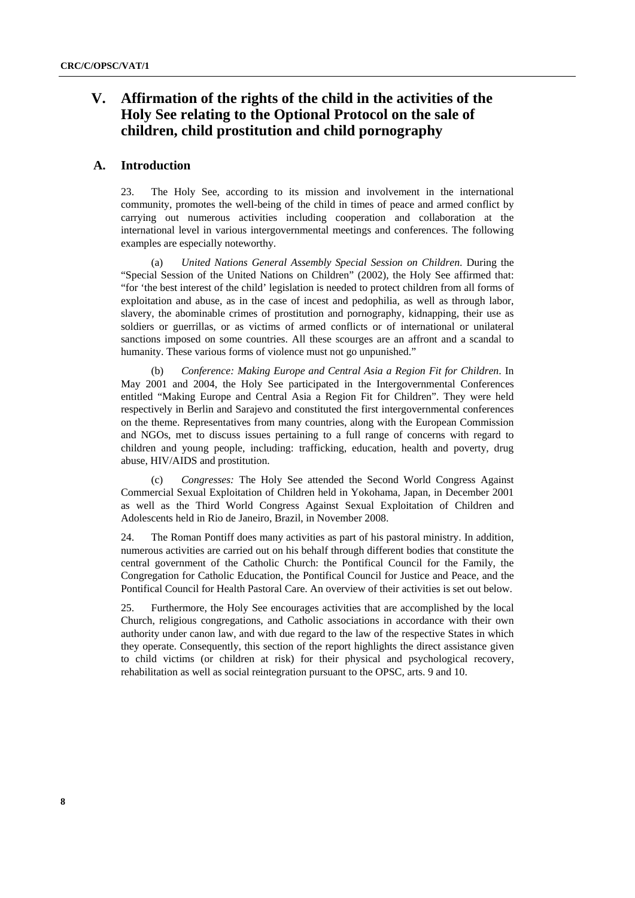# V. Affirmation of the rights of the child in the activities of the Holy See relating to the Optional Protocol on the sale of children, child prostitution and child pornography

## A. Introduction

23. The Holy See, according to its mission and involvement in the international community, promotes the well-being of the child in times of peace and armed conflict by carrying out numerous activities including cooperation and collaboration at the international level in various intergovernmental meetings and conferences. The following examples are especially noteworthy.

(a) *United Nations General Assembly Special Session on Children*. During the "Special Session of the United Nations on Children" (2002), the Holy See affirmed that: "for 'the best interest of the child' legislation is needed to protect children from all forms of exploitation and abuse, as in the case of incest and pedophilia, as well as through labor, slavery, the abominable crimes of prostitution and pornography, kidnapping, their use as soldiers or guerrillas, or as victims of armed conflicts or of international or unilateral sanctions imposed on some countries. All these scourges are an affront and a scandal to humanity. These various forms of violence must not go unpunished."

(b) *Conference: Making Europe and Central Asia a Region Fit for Children*. In May 2001 and 2004, the Holy See participated in the Intergovernmental Conferences entitled "Making Europe and Central Asia a Region Fit for Children". They were held respectively in Berlin and Sarajevo and constituted the first intergovernmental conferences on the theme. Representatives from many countries, along with the European Commission and NGOs, met to discuss issues pertaining to a full range of concerns with regard to children and young people, including: trafficking, education, health and poverty, drug abuse, HIV/AIDS and prostitution.

(c) *Congresses:* The Holy See attended the Second World Congress Against Commercial Sexual Exploitation of Children held in Yokohama, Japan, in December 2001 as well as the Third World Congress Against Sexual Exploitation of Children and Adolescents held in Rio de Janeiro, Brazil, in November 2008.

24. The Roman Pontiff does many activities as part of his pastoral ministry. In addition, numerous activities are carried out on his behalf through different bodies that constitute the central government of the Catholic Church: the Pontifical Council for the Family, the Congregation for Catholic Education, the Pontifical Council for Justice and Peace, and the Pontifical Council for Health Pastoral Care. An overview of their activities is set out below.

25. Furthermore, the Holy See encourages activities that are accomplished by the local Church, religious congregations, and Catholic associations in accordance with their own authority under canon law, and with due regard to the law of the respective States in which they operate. Consequently, this section of the report highlights the direct assistance given to child victims (or children at risk) for their physical and psychological recovery, rehabilitation as well as social reintegration pursuant to the OPSC, arts. 9 and 10.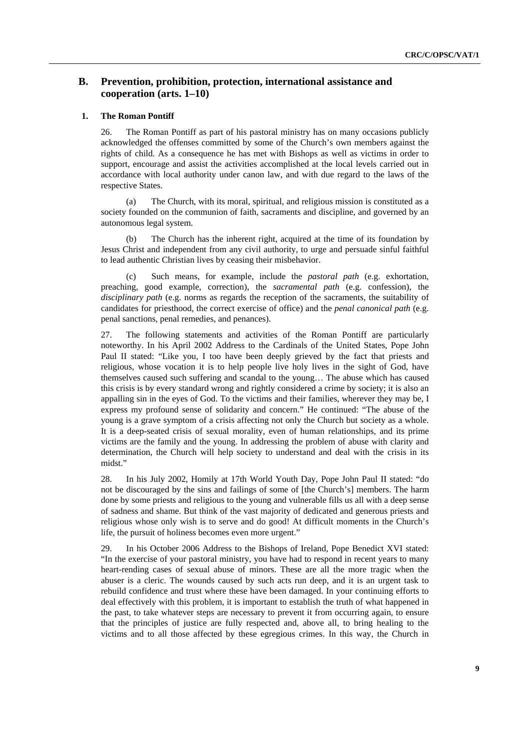## B. Prevention, prohibition, protection, international assistance and cooperation (arts. 1–10)

### 1. The Roman Pontiff

26. The Roman Pontiff as part of his pastoral ministry has on many occasions publicly acknowledged the offenses committed by some of the Church's own members against the rights of child. As a consequence he has met with Bishops as well as victims in order to support, encourage and assist the activities accomplished at the local levels carried out in accordance with local authority under canon law, and with due regard to the laws of the respective States.

(a) The Church, with its moral, spiritual, and religious mission is constituted as a society founded on the communion of faith, sacraments and discipline, and governed by an autonomous legal system.

(b) The Church has the inherent right, acquired at the time of its foundation by Jesus Christ and independent from any civil authority, to urge and persuade sinful faithful to lead authentic Christian lives by ceasing their misbehavior.

(c) Such means, for example, include the *pastoral path* (e.g. exhortation, preaching, good example, correction), the *sacramental path* (e.g. confession), the *disciplinary path* (e.g. norms as regards the reception of the sacraments, the suitability of candidates for priesthood, the correct exercise of office) and the *penal canonical path* (e.g. penal sanctions, penal remedies, and penances).

27. The following statements and activities of the Roman Pontiff are particularly noteworthy. In his April 2002 Address to the Cardinals of the United States, Pope John Paul II stated: "Like you, I too have been deeply grieved by the fact that priests and religious, whose vocation it is to help people live holy lives in the sight of God, have themselves caused such suffering and scandal to the young… The abuse which has caused this crisis is by every standard wrong and rightly considered a crime by society; it is also an appalling sin in the eyes of God. To the victims and their families, wherever they may be, I express my profound sense of solidarity and concern." He continued: "The abuse of the young is a grave symptom of a crisis affecting not only the Church but society as a whole. It is a deep-seated crisis of sexual morality, even of human relationships, and its prime victims are the family and the young. In addressing the problem of abuse with clarity and determination, the Church will help society to understand and deal with the crisis in its midst."

28. In his July 2002, Homily at 17th World Youth Day, Pope John Paul II stated: "do not be discouraged by the sins and failings of some of [the Church's] members. The harm done by some priests and religious to the young and vulnerable fills us all with a deep sense of sadness and shame. But think of the vast majority of dedicated and generous priests and religious whose only wish is to serve and do good! At difficult moments in the Church's life, the pursuit of holiness becomes even more urgent."

29. In his October 2006 Address to the Bishops of Ireland, Pope Benedict XVI stated: "In the exercise of your pastoral ministry, you have had to respond in recent years to many heart-rending cases of sexual abuse of minors. These are all the more tragic when the abuser is a cleric. The wounds caused by such acts run deep, and it is an urgent task to rebuild confidence and trust where these have been damaged. In your continuing efforts to deal effectively with this problem, it is important to establish the truth of what happened in the past, to take whatever steps are necessary to prevent it from occurring again, to ensure that the principles of justice are fully respected and, above all, to bring healing to the victims and to all those affected by these egregious crimes. In this way, the Church in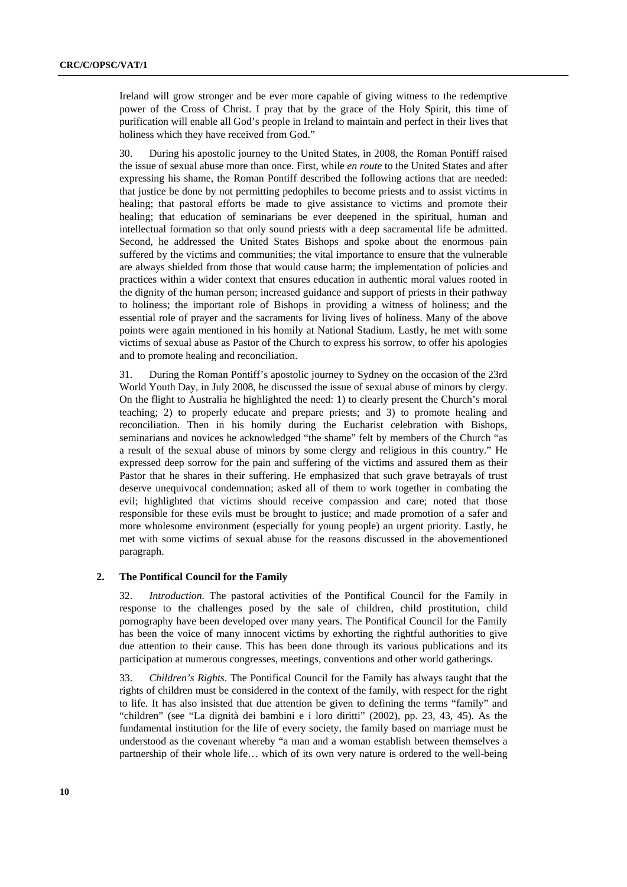Ireland will grow stronger and be ever more capable of giving witness to the redemptive power of the Cross of Christ. I pray that by the grace of the Holy Spirit, this time of purification will enable all God's people in Ireland to maintain and perfect in their lives that holiness which they have received from God."

30. During his apostolic journey to the United States, in 2008, the Roman Pontiff raised the issue of sexual abuse more than once. First, while *en route* to the United States and after expressing his shame, the Roman Pontiff described the following actions that are needed: that justice be done by not permitting pedophiles to become priests and to assist victims in healing; that pastoral efforts be made to give assistance to victims and promote their healing; that education of seminarians be ever deepened in the spiritual, human and intellectual formation so that only sound priests with a deep sacramental life be admitted. Second, he addressed the United States Bishops and spoke about the enormous pain suffered by the victims and communities; the vital importance to ensure that the vulnerable are always shielded from those that would cause harm; the implementation of policies and practices within a wider context that ensures education in authentic moral values rooted in the dignity of the human person; increased guidance and support of priests in their pathway to holiness; the important role of Bishops in providing a witness of holiness; and the essential role of prayer and the sacraments for living lives of holiness. Many of the above points were again mentioned in his homily at National Stadium. Lastly, he met with some victims of sexual abuse as Pastor of the Church to express his sorrow, to offer his apologies and to promote healing and reconciliation.

31. During the Roman Pontiff's apostolic journey to Sydney on the occasion of the 23rd World Youth Day, in July 2008, he discussed the issue of sexual abuse of minors by clergy. On the flight to Australia he highlighted the need: 1) to clearly present the Church's moral teaching; 2) to properly educate and prepare priests; and 3) to promote healing and reconciliation. Then in his homily during the Eucharist celebration with Bishops, seminarians and novices he acknowledged "the shame" felt by members of the Church "as a result of the sexual abuse of minors by some clergy and religious in this country." He expressed deep sorrow for the pain and suffering of the victims and assured them as their Pastor that he shares in their suffering. He emphasized that such grave betrayals of trust deserve unequivocal condemnation; asked all of them to work together in combating the evil; highlighted that victims should receive compassion and care; noted that those responsible for these evils must be brought to justice; and made promotion of a safer and more wholesome environment (especially for young people) an urgent priority. Lastly, he met with some victims of sexual abuse for the reasons discussed in the abovementioned paragraph.

## 2. The Pontifical Council for the Family

32. *Introduction*. The pastoral activities of the Pontifical Council for the Family in response to the challenges posed by the sale of children, child prostitution, child pornography have been developed over many years. The Pontifical Council for the Family has been the voice of many innocent victims by exhorting the rightful authorities to give due attention to their cause. This has been done through its various publications and its participation at numerous congresses, meetings, conventions and other world gatherings.

33. *Children's Rights*. The Pontifical Council for the Family has always taught that the rights of children must be considered in the context of the family, with respect for the right to life. It has also insisted that due attention be given to defining the terms "family" and "children" (see "La dignità dei bambini e i loro diritti" (2002), pp. 23, 43, 45). As the fundamental institution for the life of every society, the family based on marriage must be understood as the covenant whereby "a man and a woman establish between themselves a partnership of their whole life… which of its own very nature is ordered to the well-being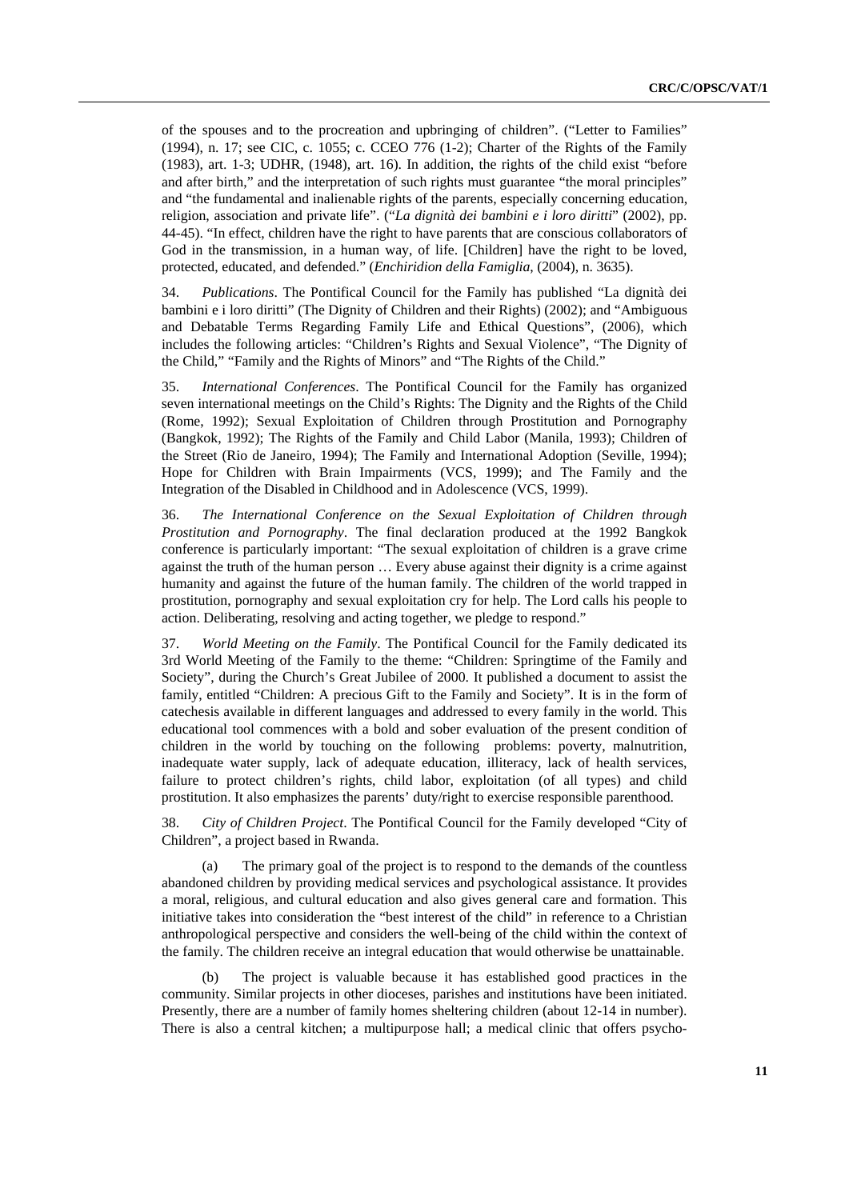of the spouses and to the procreation and upbringing of children". ("Letter to Families" (1994), n. 17; see CIC, c. 1055; c. CCEO 776 (1-2); Charter of the Rights of the Family (1983), art. 1-3; UDHR, (1948), art. 16). In addition, the rights of the child exist "before and after birth," and the interpretation of such rights must guarantee "the moral principles" and "the fundamental and inalienable rights of the parents, especially concerning education, religion, association and private life". ("*La dignità dei bambini e i loro diritti*" (2002), pp. 44-45). "In effect, children have the right to have parents that are conscious collaborators of God in the transmission, in a human way, of life. [Children] have the right to be loved, protected, educated, and defended." (*Enchiridion della Famiglia*, (2004), n. 3635).

34. *Publications*. The Pontifical Council for the Family has published "La dignità dei bambini e i loro diritti" (The Dignity of Children and their Rights) (2002); and "Ambiguous and Debatable Terms Regarding Family Life and Ethical Questions", (2006), which includes the following articles: "Children's Rights and Sexual Violence", "The Dignity of the Child," "Family and the Rights of Minors" and "The Rights of the Child."

35. *International Conferences*. The Pontifical Council for the Family has organized seven international meetings on the Child's Rights: The Dignity and the Rights of the Child (Rome, 1992); Sexual Exploitation of Children through Prostitution and Pornography (Bangkok, 1992); The Rights of the Family and Child Labor (Manila, 1993); Children of the Street (Rio de Janeiro, 1994); The Family and International Adoption (Seville, 1994); Hope for Children with Brain Impairments (VCS, 1999); and The Family and the Integration of the Disabled in Childhood and in Adolescence (VCS, 1999).

36. *The International Conference on the Sexual Exploitation of Children through Prostitution and Pornography*. The final declaration produced at the 1992 Bangkok conference is particularly important: "The sexual exploitation of children is a grave crime against the truth of the human person … Every abuse against their dignity is a crime against humanity and against the future of the human family. The children of the world trapped in prostitution, pornography and sexual exploitation cry for help. The Lord calls his people to action. Deliberating, resolving and acting together, we pledge to respond."

37. *World Meeting on the Family*. The Pontifical Council for the Family dedicated its 3rd World Meeting of the Family to the theme: "Children: Springtime of the Family and Society", during the Church's Great Jubilee of 2000. It published a document to assist the family, entitled "Children: A precious Gift to the Family and Society". It is in the form of catechesis available in different languages and addressed to every family in the world. This educational tool commences with a bold and sober evaluation of the present condition of children in the world by touching on the following problems: poverty, malnutrition, inadequate water supply, lack of adequate education, illiteracy, lack of health services, failure to protect children's rights, child labor, exploitation (of all types) and child prostitution. It also emphasizes the parents' duty/right to exercise responsible parenthood.

38. *City of Children Project*. The Pontifical Council for the Family developed "City of Children", a project based in Rwanda.

(a) The primary goal of the project is to respond to the demands of the countless abandoned children by providing medical services and psychological assistance. It provides a moral, religious, and cultural education and also gives general care and formation. This initiative takes into consideration the "best interest of the child" in reference to a Christian anthropological perspective and considers the well-being of the child within the context of the family. The children receive an integral education that would otherwise be unattainable.

(b) The project is valuable because it has established good practices in the community. Similar projects in other dioceses, parishes and institutions have been initiated. Presently, there are a number of family homes sheltering children (about 12-14 in number). There is also a central kitchen; a multipurpose hall; a medical clinic that offers psycho-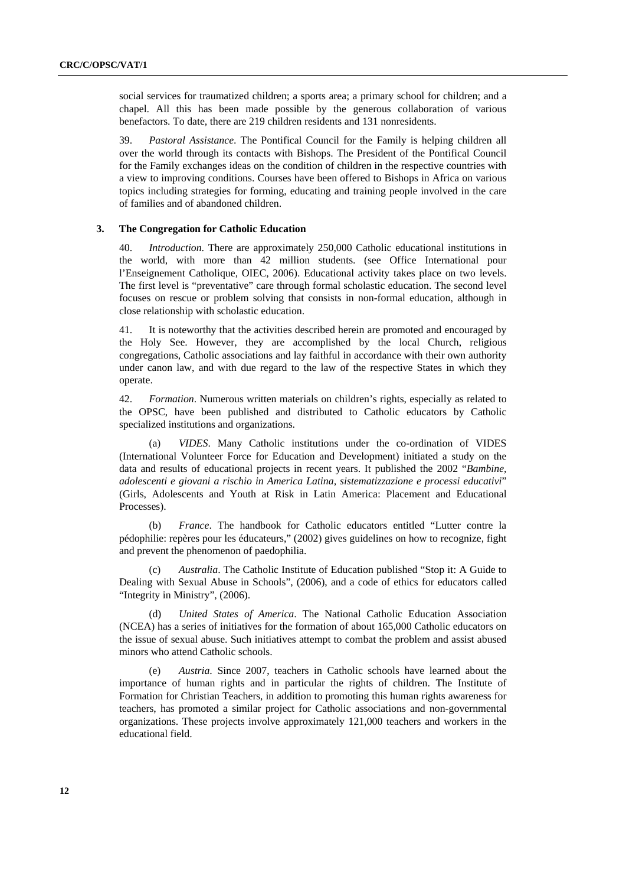social services for traumatized children; a sports area; a primary school for children; and a chapel. All this has been made possible by the generous collaboration of various benefactors. To date, there are 219 children residents and 131 nonresidents.

39. *Pastoral Assistance*. The Pontifical Council for the Family is helping children all over the world through its contacts with Bishops. The President of the Pontifical Council for the Family exchanges ideas on the condition of children in the respective countries with a view to improving conditions. Courses have been offered to Bishops in Africa on various topics including strategies for forming, educating and training people involved in the care of families and of abandoned children.

### 3. The Congregation for Catholic Education

40. *Introduction*. There are approximately 250,000 Catholic educational institutions in the world, with more than 42 million students. (see Office International pour l'Enseignement Catholique, OIEC, 2006). Educational activity takes place on two levels. The first level is "preventative" care through formal scholastic education. The second level focuses on rescue or problem solving that consists in non-formal education, although in close relationship with scholastic education.

41. It is noteworthy that the activities described herein are promoted and encouraged by the Holy See. However, they are accomplished by the local Church, religious congregations, Catholic associations and lay faithful in accordance with their own authority under canon law, and with due regard to the law of the respective States in which they operate.

42. *Formation*. Numerous written materials on children's rights, especially as related to the OPSC, have been published and distributed to Catholic educators by Catholic specialized institutions and organizations.

(a) *VIDES*. Many Catholic institutions under the co-ordination of VIDES (International Volunteer Force for Education and Development) initiated a study on the data and results of educational projects in recent years. It published the 2002 "*Bambine, adolescenti e giovani a rischio in America Latina, sistematizzazione e processi educativi*" (Girls, Adolescents and Youth at Risk in Latin America: Placement and Educational Processes).

(b) *France*. The handbook for Catholic educators entitled "Lutter contre la pédophilie: repères pour les éducateurs," (2002) gives guidelines on how to recognize, fight and prevent the phenomenon of paedophilia.

(c) *Australia*. The Catholic Institute of Education published "Stop it: A Guide to Dealing with Sexual Abuse in Schools", (2006), and a code of ethics for educators called "Integrity in Ministry", (2006).

(d) *United States of America*. The National Catholic Education Association (NCEA) has a series of initiatives for the formation of about 165,000 Catholic educators on the issue of sexual abuse. Such initiatives attempt to combat the problem and assist abused minors who attend Catholic schools.

(e) *Austria*. Since 2007, teachers in Catholic schools have learned about the importance of human rights and in particular the rights of children. The Institute of Formation for Christian Teachers, in addition to promoting this human rights awareness for teachers, has promoted a similar project for Catholic associations and non-governmental organizations. These projects involve approximately 121,000 teachers and workers in the educational field.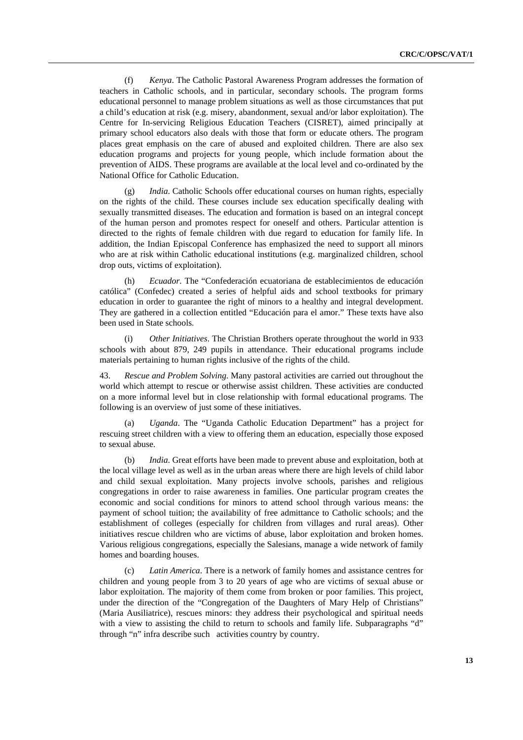(f) *Kenya*. The Catholic Pastoral Awareness Program addresses the formation of teachers in Catholic schools, and in particular, secondary schools. The program forms educational personnel to manage problem situations as well as those circumstances that put a child's education at risk (e.g. misery, abandonment, sexual and/or labor exploitation). The Centre for In-servicing Religious Education Teachers (CISRET), aimed principally at primary school educators also deals with those that form or educate others. The program places great emphasis on the care of abused and exploited children. There are also sex education programs and projects for young people, which include formation about the prevention of AIDS. These programs are available at the local level and co-ordinated by the National Office for Catholic Education.

(g) *India*. Catholic Schools offer educational courses on human rights, especially on the rights of the child. These courses include sex education specifically dealing with sexually transmitted diseases. The education and formation is based on an integral concept of the human person and promotes respect for oneself and others. Particular attention is directed to the rights of female children with due regard to education for family life. In addition, the Indian Episcopal Conference has emphasized the need to support all minors who are at risk within Catholic educational institutions (e.g. marginalized children, school drop outs, victims of exploitation).

(h) *Ecuador*. The "Confederación ecuatoriana de establecimientos de educación católica" (Confedec) created a series of helpful aids and school textbooks for primary education in order to guarantee the right of minors to a healthy and integral development. They are gathered in a collection entitled "Educación para el amor." These texts have also been used in State schools.

(i) *Other Initiatives*. The Christian Brothers operate throughout the world in 933 schools with about 879, 249 pupils in attendance. Their educational programs include materials pertaining to human rights inclusive of the rights of the child.

43. *Rescue and Problem Solving*. Many pastoral activities are carried out throughout the world which attempt to rescue or otherwise assist children. These activities are conducted on a more informal level but in close relationship with formal educational programs. The following is an overview of just some of these initiatives.

(a) *Uganda*. The "Uganda Catholic Education Department" has a project for rescuing street children with a view to offering them an education, especially those exposed to sexual abuse.

(b) *India*. Great efforts have been made to prevent abuse and exploitation, both at the local village level as well as in the urban areas where there are high levels of child labor and child sexual exploitation. Many projects involve schools, parishes and religious congregations in order to raise awareness in families. One particular program creates the economic and social conditions for minors to attend school through various means: the payment of school tuition; the availability of free admittance to Catholic schools; and the establishment of colleges (especially for children from villages and rural areas). Other initiatives rescue children who are victims of abuse, labor exploitation and broken homes. Various religious congregations, especially the Salesians, manage a wide network of family homes and boarding houses.

(c) *Latin America*. There is a network of family homes and assistance centres for children and young people from 3 to 20 years of age who are victims of sexual abuse or labor exploitation. The majority of them come from broken or poor families. This project, under the direction of the "Congregation of the Daughters of Mary Help of Christians" (Maria Ausiliatrice), rescues minors: they address their psychological and spiritual needs with a view to assisting the child to return to schools and family life. Subparagraphs "d" through "n" infra describe such activities country by country.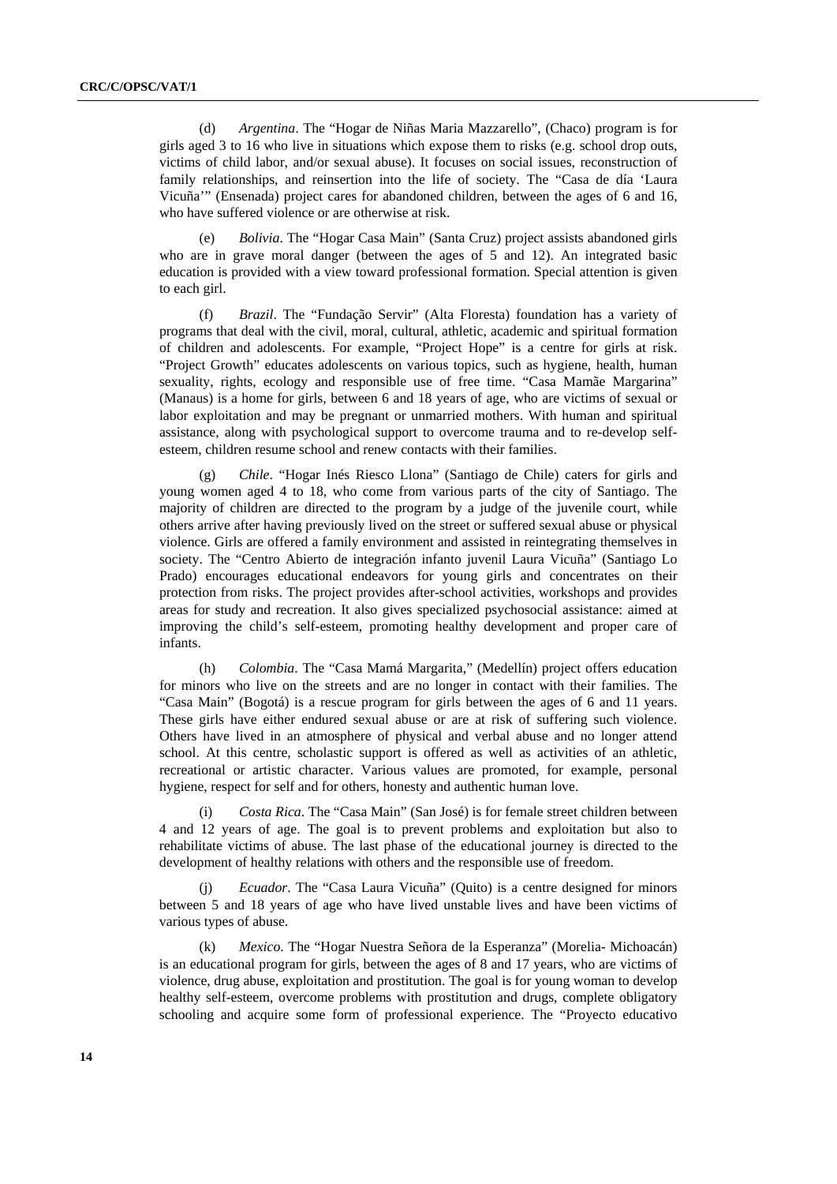(d) *Argentina*. The “Hogar de Niñas Maria Mazzarello”, (Chaco) program is for girls aged 3 to 16 who live in situations which expose them to risks (e.g. school drop outs, victims of child labor, and/or sexual abuse). It focuses on social issues, reconstruction of family relationships, and reinsertion into the life of society. The “Casa de día ‘Laura Vicuña’” (Ensenada) project cares for abandoned children, between the ages of 6 and 16, who have suffered violence or are otherwise at risk.

(e) *Bolivia*. The “Hogar Casa Main” (Santa Cruz) project assists abandoned girls who are in grave moral danger (between the ages of 5 and 12). An integrated basic education is provided with a view toward professional formation. Special attention is given to each girl.

(f) *Brazil*. The “Fundação Servir” (Alta Floresta) foundation has a variety of programs that deal with the civil, moral, cultural, athletic, academic and spiritual formation of children and adolescents. For example, “Project Hope” is a centre for girls at risk. “Project Growth” educates adolescents on various topics, such as hygiene, health, human sexuality, rights, ecology and responsible use of free time. “Casa Mamãe Margarina” (Manaus) is a home for girls, between 6 and 18 years of age, who are victims of sexual or labor exploitation and may be pregnant or unmarried mothers. With human and spiritual assistance, along with psychological support to overcome trauma and to re-develop self-esteem, children resume school and renew contacts with their families.

(g) *Chile*. “Hogar Inés Riesco Llona” (Santiago de Chile) caters for girls and young women aged 4 to 18, who come from various parts of the city of Santiago. The majority of children are directed to the program by a judge of the juvenile court, while others arrive after having previously lived on the street or suffered sexual abuse or physical violence. Girls are offered a family environment and assisted in reintegrating themselves in society. The “Centro Abierto de integración infanto juvenil Laura Vicuña” (Santiago Lo Prado) encourages educational endeavors for young girls and concentrates on their protection from risks. The project provides after-school activities, workshops and provides areas for study and recreation. It also gives specialized psychosocial assistance: aimed at improving the child’s self-esteem, promoting healthy development and proper care of infants.

(h) *Colombia*. The “Casa Mamá Margarita,” (Medellín) project offers education for minors who live on the streets and are no longer in contact with their families. The “Casa Main” (Bogotá) is a rescue program for girls between the ages of 6 and 11 years. These girls have either endured sexual abuse or are at risk of suffering such violence. Others have lived in an atmosphere of physical and verbal abuse and no longer attend school. At this centre, scholastic support is offered as well as activities of an athletic, recreational or artistic character. Various values are promoted, for example, personal hygiene, respect for self and for others, honesty and authentic human love.

(i) *Costa Rica*. The “Casa Main” (San José) is for female street children between 4 and 12 years of age. The goal is to prevent problems and exploitation but also to rehabilitate victims of abuse. The last phase of the educational journey is directed to the development of healthy relations with others and the responsible use of freedom.

(j) *Ecuador*. The “Casa Laura Vicuña” (Quito) is a centre designed for minors between 5 and 18 years of age who have lived unstable lives and have been victims of various types of abuse.

(k) *Mexico*. The “Hogar Nuestra Señora de la Esperanza” (Morelia- Michoacán) is an educational program for girls, between the ages of 8 and 17 years, who are victims of violence, drug abuse, exploitation and prostitution. The goal is for young woman to develop healthy self-esteem, overcome problems with prostitution and drugs, complete obligatory schooling and acquire some form of professional experience. The “Proyecto educativo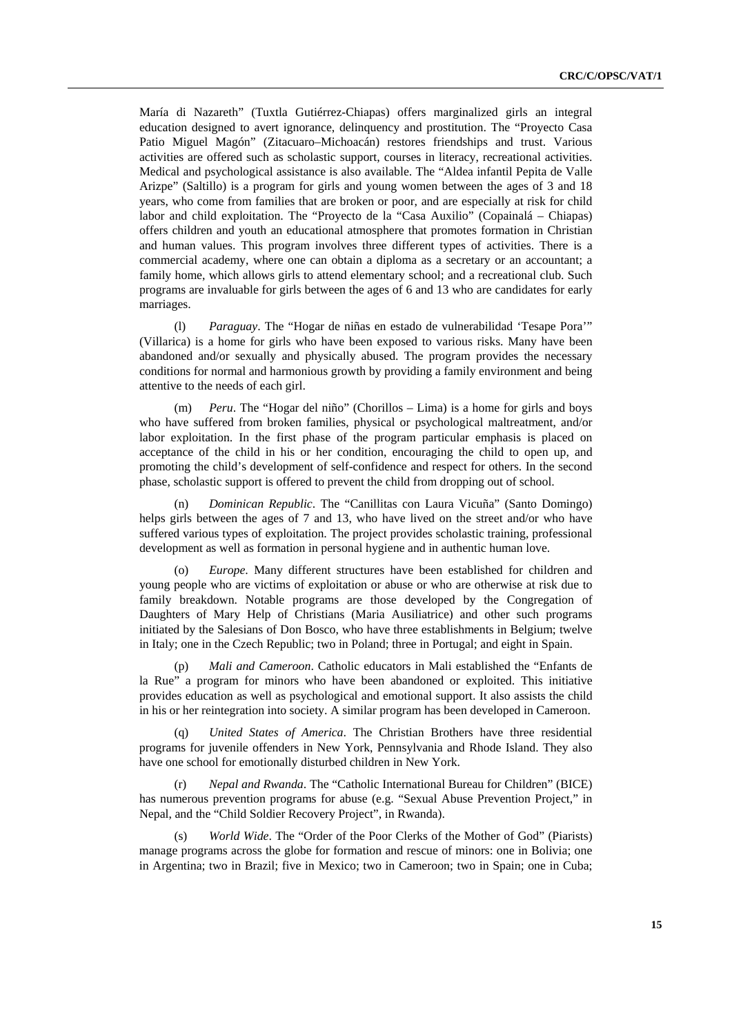María di Nazareth" (Tuxtla Gutiérrez-Chiapas) offers marginalized girls an integral education designed to avert ignorance, delinquency and prostitution. The "Proyecto Casa Patio Miguel Magón" (Zitacuaro–Michoacán) restores friendships and trust. Various activities are offered such as scholastic support, courses in literacy, recreational activities. Medical and psychological assistance is also available. The "Aldea infantil Pepita de Valle Arizpe" (Saltillo) is a program for girls and young women between the ages of 3 and 18 years, who come from families that are broken or poor, and are especially at risk for child labor and child exploitation. The "Proyecto de la "Casa Auxilio" (Copainalá – Chiapas) offers children and youth an educational atmosphere that promotes formation in Christian and human values. This program involves three different types of activities. There is a commercial academy, where one can obtain a diploma as a secretary or an accountant; a family home, which allows girls to attend elementary school; and a recreational club. Such programs are invaluable for girls between the ages of 6 and 13 who are candidates for early marriages.

(l) *Paraguay*. The "Hogar de niñas en estado de vulnerabilidad 'Tesape Pora'" (Villarica) is a home for girls who have been exposed to various risks. Many have been abandoned and/or sexually and physically abused. The program provides the necessary conditions for normal and harmonious growth by providing a family environment and being attentive to the needs of each girl.

(m) *Peru*. The "Hogar del niño" (Chorillos – Lima) is a home for girls and boys who have suffered from broken families, physical or psychological maltreatment, and/or labor exploitation. In the first phase of the program particular emphasis is placed on acceptance of the child in his or her condition, encouraging the child to open up, and promoting the child's development of self-confidence and respect for others. In the second phase, scholastic support is offered to prevent the child from dropping out of school.

(n) *Dominican Republic*. The "Canillitas con Laura Vicuña" (Santo Domingo) helps girls between the ages of 7 and 13, who have lived on the street and/or who have suffered various types of exploitation. The project provides scholastic training, professional development as well as formation in personal hygiene and in authentic human love.

(o) *Europe*. Many different structures have been established for children and young people who are victims of exploitation or abuse or who are otherwise at risk due to family breakdown. Notable programs are those developed by the Congregation of Daughters of Mary Help of Christians (Maria Ausiliatrice) and other such programs initiated by the Salesians of Don Bosco, who have three establishments in Belgium; twelve in Italy; one in the Czech Republic; two in Poland; three in Portugal; and eight in Spain.

(p) *Mali and Cameroon*. Catholic educators in Mali established the "Enfants de la Rue" a program for minors who have been abandoned or exploited. This initiative provides education as well as psychological and emotional support. It also assists the child in his or her reintegration into society. A similar program has been developed in Cameroon.

(q) *United States of America*. The Christian Brothers have three residential programs for juvenile offenders in New York, Pennsylvania and Rhode Island. They also have one school for emotionally disturbed children in New York.

(r) *Nepal and Rwanda*. The "Catholic International Bureau for Children" (BICE) has numerous prevention programs for abuse (e.g. "Sexual Abuse Prevention Project," in Nepal, and the "Child Soldier Recovery Project", in Rwanda).

(s) *World Wide*. The "Order of the Poor Clerks of the Mother of God" (Piarists) manage programs across the globe for formation and rescue of minors: one in Bolivia; one in Argentina; two in Brazil; five in Mexico; two in Cameroon; two in Spain; one in Cuba;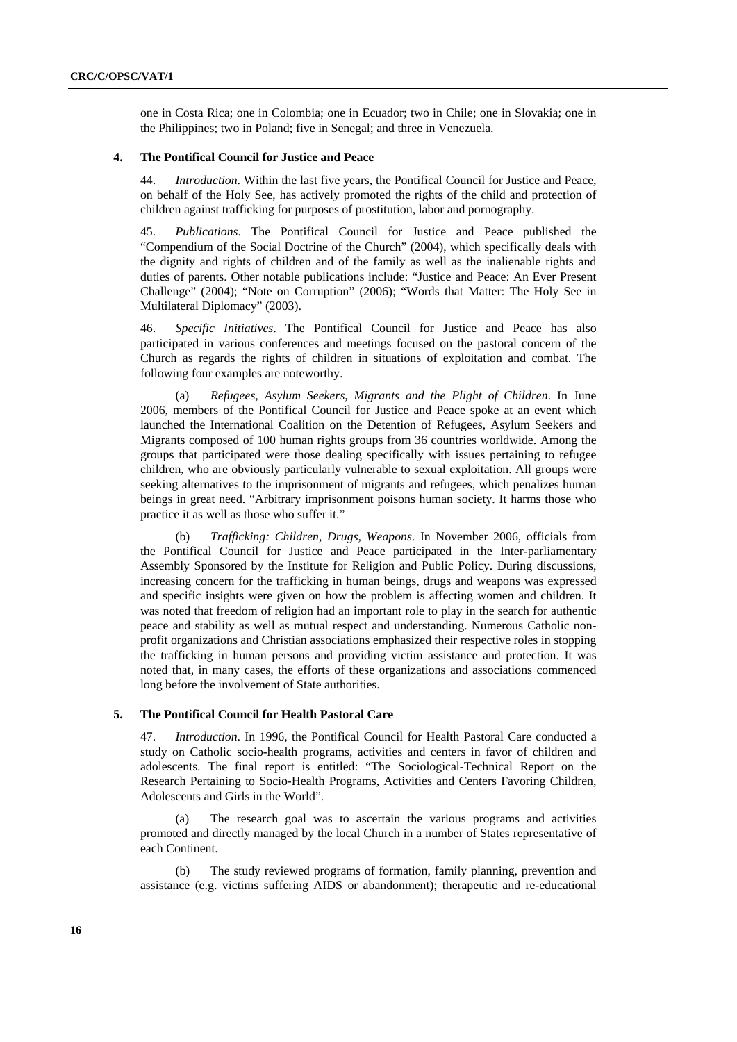one in Costa Rica; one in Colombia; one in Ecuador; two in Chile; one in Slovakia; one in the Philippines; two in Poland; five in Senegal; and three in Venezuela.

### 4. The Pontifical Council for Justice and Peace

44. *Introduction*. Within the last five years, the Pontifical Council for Justice and Peace, on behalf of the Holy See, has actively promoted the rights of the child and protection of children against trafficking for purposes of prostitution, labor and pornography.

45. *Publications*. The Pontifical Council for Justice and Peace published the "Compendium of the Social Doctrine of the Church" (2004), which specifically deals with the dignity and rights of children and of the family as well as the inalienable rights and duties of parents. Other notable publications include: "Justice and Peace: An Ever Present Challenge" (2004); "Note on Corruption" (2006); "Words that Matter: The Holy See in Multilateral Diplomacy" (2003).

46. *Specific Initiatives*. The Pontifical Council for Justice and Peace has also participated in various conferences and meetings focused on the pastoral concern of the Church as regards the rights of children in situations of exploitation and combat. The following four examples are noteworthy.

(a) *Refugees, Asylum Seekers, Migrants and the Plight of Children*. In June 2006, members of the Pontifical Council for Justice and Peace spoke at an event which launched the International Coalition on the Detention of Refugees, Asylum Seekers and Migrants composed of 100 human rights groups from 36 countries worldwide. Among the groups that participated were those dealing specifically with issues pertaining to refugee children, who are obviously particularly vulnerable to sexual exploitation. All groups were seeking alternatives to the imprisonment of migrants and refugees, which penalizes human beings in great need. "Arbitrary imprisonment poisons human society. It harms those who practice it as well as those who suffer it."

(b) *Trafficking: Children, Drugs, Weapons*. In November 2006, officials from the Pontifical Council for Justice and Peace participated in the Inter-parliamentary Assembly Sponsored by the Institute for Religion and Public Policy. During discussions, increasing concern for the trafficking in human beings, drugs and weapons was expressed and specific insights were given on how the problem is affecting women and children. It was noted that freedom of religion had an important role to play in the search for authentic peace and stability as well as mutual respect and understanding. Numerous Catholic non-profit organizations and Christian associations emphasized their respective roles in stopping the trafficking in human persons and providing victim assistance and protection. It was noted that, in many cases, the efforts of these organizations and associations commenced long before the involvement of State authorities.

### 5. The Pontifical Council for Health Pastoral Care

47. *Introduction*. In 1996, the Pontifical Council for Health Pastoral Care conducted a study on Catholic socio-health programs, activities and centers in favor of children and adolescents. The final report is entitled: "The Sociological-Technical Report on the Research Pertaining to Socio-Health Programs, Activities and Centers Favoring Children, Adolescents and Girls in the World".

(a) The research goal was to ascertain the various programs and activities promoted and directly managed by the local Church in a number of States representative of each Continent.

(b) The study reviewed programs of formation, family planning, prevention and assistance (e.g. victims suffering AIDS or abandonment); therapeutic and re-educational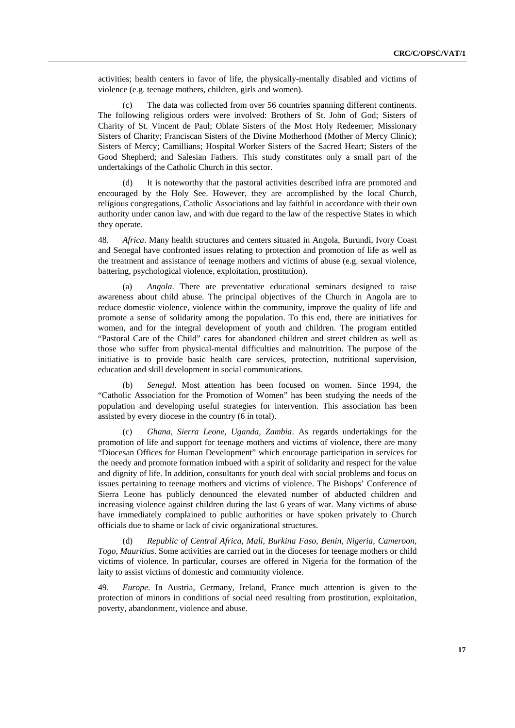activities; health centers in favor of life, the physically-mentally disabled and victims of violence (e.g. teenage mothers, children, girls and women).

(c) The data was collected from over 56 countries spanning different continents. The following religious orders were involved: Brothers of St. John of God; Sisters of Charity of St. Vincent de Paul; Oblate Sisters of the Most Holy Redeemer; Missionary Sisters of Charity; Franciscan Sisters of the Divine Motherhood (Mother of Mercy Clinic); Sisters of Mercy; Camillians; Hospital Worker Sisters of the Sacred Heart; Sisters of the Good Shepherd; and Salesian Fathers. This study constitutes only a small part of the undertakings of the Catholic Church in this sector.

(d) It is noteworthy that the pastoral activities described infra are promoted and encouraged by the Holy See. However, they are accomplished by the local Church, religious congregations, Catholic Associations and lay faithful in accordance with their own authority under canon law, and with due regard to the law of the respective States in which they operate.

48. *Africa*. Many health structures and centers situated in Angola, Burundi, Ivory Coast and Senegal have confronted issues relating to protection and promotion of life as well as the treatment and assistance of teenage mothers and victims of abuse (e.g. sexual violence, battering, psychological violence, exploitation, prostitution).

(a) *Angola*. There are preventative educational seminars designed to raise awareness about child abuse. The principal objectives of the Church in Angola are to reduce domestic violence, violence within the community, improve the quality of life and promote a sense of solidarity among the population. To this end, there are initiatives for women, and for the integral development of youth and children. The program entitled "Pastoral Care of the Child" cares for abandoned children and street children as well as those who suffer from physical-mental difficulties and malnutrition. The purpose of the initiative is to provide basic health care services, protection, nutritional supervision, education and skill development in social communications.

(b) *Senegal*. Most attention has been focused on women. Since 1994, the "Catholic Association for the Promotion of Women" has been studying the needs of the population and developing useful strategies for intervention. This association has been assisted by every diocese in the country (6 in total).

(c) *Ghana, Sierra Leone, Uganda, Zambia*. As regards undertakings for the promotion of life and support for teenage mothers and victims of violence, there are many "Diocesan Offices for Human Development" which encourage participation in services for the needy and promote formation imbued with a spirit of solidarity and respect for the value and dignity of life. In addition, consultants for youth deal with social problems and focus on issues pertaining to teenage mothers and victims of violence. The Bishops' Conference of Sierra Leone has publicly denounced the elevated number of abducted children and increasing violence against children during the last 6 years of war. Many victims of abuse have immediately complained to public authorities or have spoken privately to Church officials due to shame or lack of civic organizational structures.

(d) *Republic of Central Africa, Mali, Burkina Faso, Benin, Nigeria, Cameroon, Togo, Mauritius*. Some activities are carried out in the dioceses for teenage mothers or child victims of violence. In particular, courses are offered in Nigeria for the formation of the laity to assist victims of domestic and community violence.

49. *Europe*. In Austria, Germany, Ireland, France much attention is given to the protection of minors in conditions of social need resulting from prostitution, exploitation, poverty, abandonment, violence and abuse.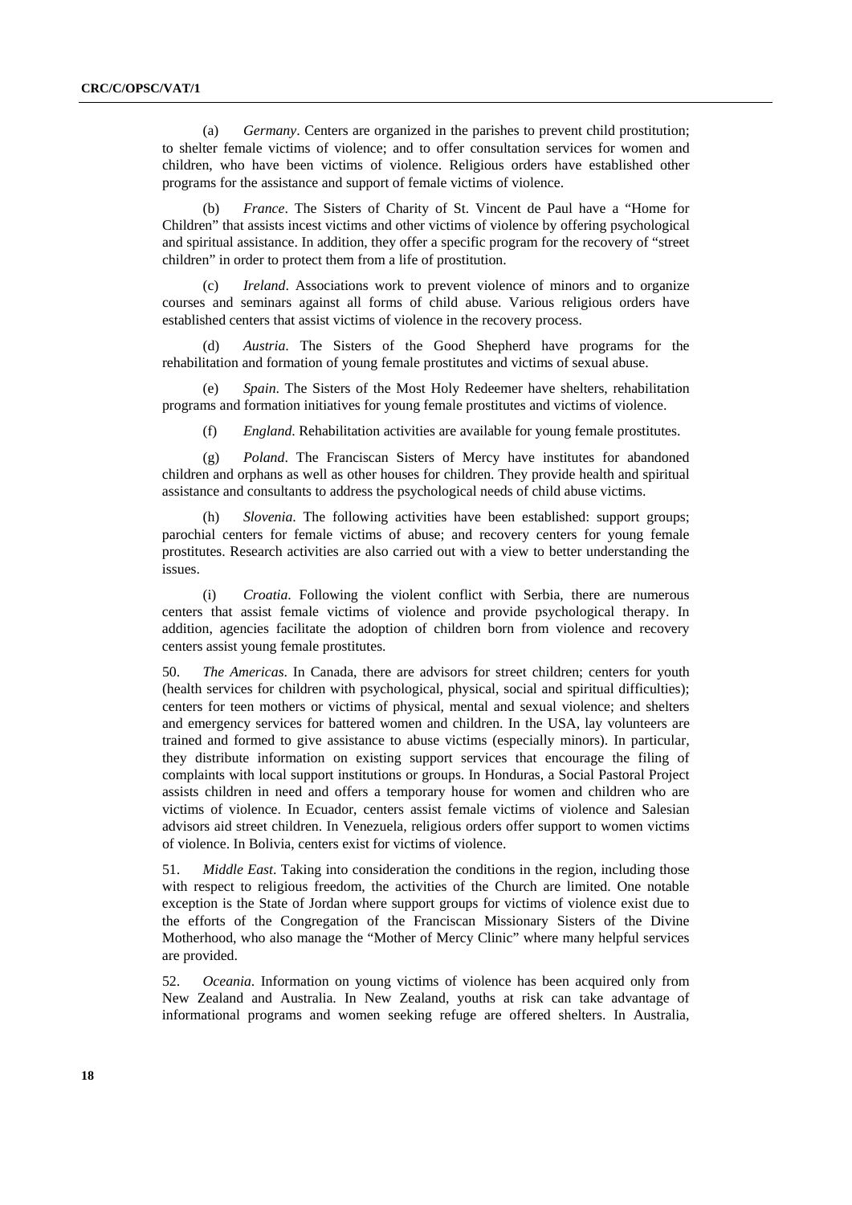(a) *Germany*. Centers are organized in the parishes to prevent child prostitution; to shelter female victims of violence; and to offer consultation services for women and children, who have been victims of violence. Religious orders have established other programs for the assistance and support of female victims of violence.

(b) *France*. The Sisters of Charity of St. Vincent de Paul have a "Home for Children" that assists incest victims and other victims of violence by offering psychological and spiritual assistance. In addition, they offer a specific program for the recovery of "street children" in order to protect them from a life of prostitution.

(c) *Ireland*. Associations work to prevent violence of minors and to organize courses and seminars against all forms of child abuse. Various religious orders have established centers that assist victims of violence in the recovery process.

(d) *Austria*. The Sisters of the Good Shepherd have programs for the rehabilitation and formation of young female prostitutes and victims of sexual abuse.

(e) *Spain*. The Sisters of the Most Holy Redeemer have shelters, rehabilitation programs and formation initiatives for young female prostitutes and victims of violence.

(f) *England*. Rehabilitation activities are available for young female prostitutes.

(g) *Poland*. The Franciscan Sisters of Mercy have institutes for abandoned children and orphans as well as other houses for children. They provide health and spiritual assistance and consultants to address the psychological needs of child abuse victims.

(h) *Slovenia*. The following activities have been established: support groups; parochial centers for female victims of abuse; and recovery centers for young female prostitutes. Research activities are also carried out with a view to better understanding the issues.

(i) *Croatia*. Following the violent conflict with Serbia, there are numerous centers that assist female victims of violence and provide psychological therapy. In addition, agencies facilitate the adoption of children born from violence and recovery centers assist young female prostitutes.

50. *The Americas*. In Canada, there are advisors for street children; centers for youth (health services for children with psychological, physical, social and spiritual difficulties); centers for teen mothers or victims of physical, mental and sexual violence; and shelters and emergency services for battered women and children. In the USA, lay volunteers are trained and formed to give assistance to abuse victims (especially minors). In particular, they distribute information on existing support services that encourage the filing of complaints with local support institutions or groups. In Honduras, a Social Pastoral Project assists children in need and offers a temporary house for women and children who are victims of violence. In Ecuador, centers assist female victims of violence and Salesian advisors aid street children. In Venezuela, religious orders offer support to women victims of violence. In Bolivia, centers exist for victims of violence.

51. *Middle East*. Taking into consideration the conditions in the region, including those with respect to religious freedom, the activities of the Church are limited. One notable exception is the State of Jordan where support groups for victims of violence exist due to the efforts of the Congregation of the Franciscan Missionary Sisters of the Divine Motherhood, who also manage the "Mother of Mercy Clinic" where many helpful services are provided.

52. *Oceania*. Information on young victims of violence has been acquired only from New Zealand and Australia. In New Zealand, youths at risk can take advantage of informational programs and women seeking refuge are offered shelters. In Australia,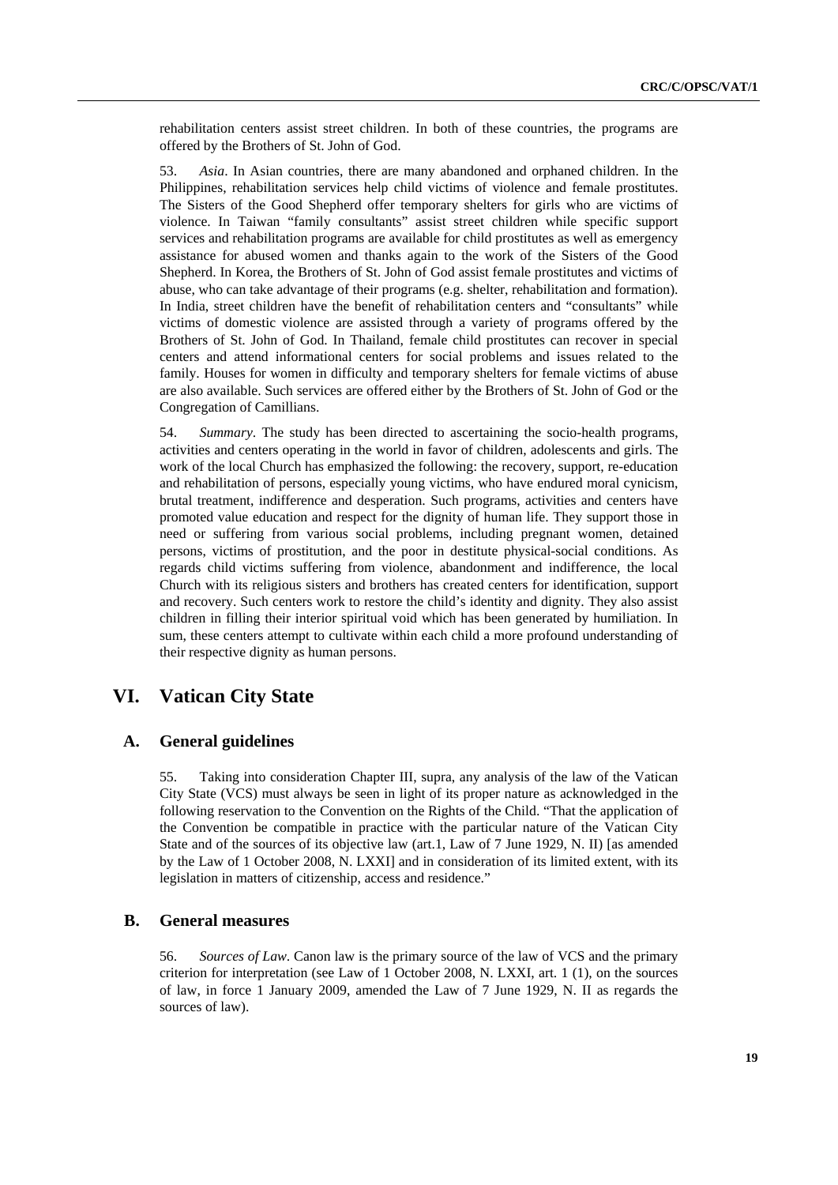rehabilitation centers assist street children. In both of these countries, the programs are offered by the Brothers of St. John of God.

53. *Asia*. In Asian countries, there are many abandoned and orphaned children. In the Philippines, rehabilitation services help child victims of violence and female prostitutes. The Sisters of the Good Shepherd offer temporary shelters for girls who are victims of violence. In Taiwan "family consultants" assist street children while specific support services and rehabilitation programs are available for child prostitutes as well as emergency assistance for abused women and thanks again to the work of the Sisters of the Good Shepherd. In Korea, the Brothers of St. John of God assist female prostitutes and victims of abuse, who can take advantage of their programs (e.g. shelter, rehabilitation and formation). In India, street children have the benefit of rehabilitation centers and "consultants" while victims of domestic violence are assisted through a variety of programs offered by the Brothers of St. John of God. In Thailand, female child prostitutes can recover in special centers and attend informational centers for social problems and issues related to the family. Houses for women in difficulty and temporary shelters for female victims of abuse are also available. Such services are offered either by the Brothers of St. John of God or the Congregation of Camillians.

54. *Summary*. The study has been directed to ascertaining the socio-health programs, activities and centers operating in the world in favor of children, adolescents and girls. The work of the local Church has emphasized the following: the recovery, support, re-education and rehabilitation of persons, especially young victims, who have endured moral cynicism, brutal treatment, indifference and desperation. Such programs, activities and centers have promoted value education and respect for the dignity of human life. They support those in need or suffering from various social problems, including pregnant women, detained persons, victims of prostitution, and the poor in destitute physical-social conditions. As regards child victims suffering from violence, abandonment and indifference, the local Church with its religious sisters and brothers has created centers for identification, support and recovery. Such centers work to restore the child's identity and dignity. They also assist children in filling their interior spiritual void which has been generated by humiliation. In sum, these centers attempt to cultivate within each child a more profound understanding of their respective dignity as human persons.

# VI. Vatican City State

## A. General guidelines

55. Taking into consideration Chapter III, supra, any analysis of the law of the Vatican City State (VCS) must always be seen in light of its proper nature as acknowledged in the following reservation to the Convention on the Rights of the Child. "That the application of the Convention be compatible in practice with the particular nature of the Vatican City State and of the sources of its objective law (art.1, Law of 7 June 1929, N. II) [as amended by the Law of 1 October 2008, N. LXXI] and in consideration of its limited extent, with its legislation in matters of citizenship, access and residence."

## B. General measures

56. *Sources of Law*. Canon law is the primary source of the law of VCS and the primary criterion for interpretation (see Law of 1 October 2008, N. LXXI, art. 1 (1), on the sources of law, in force 1 January 2009, amended the Law of 7 June 1929, N. II as regards the sources of law).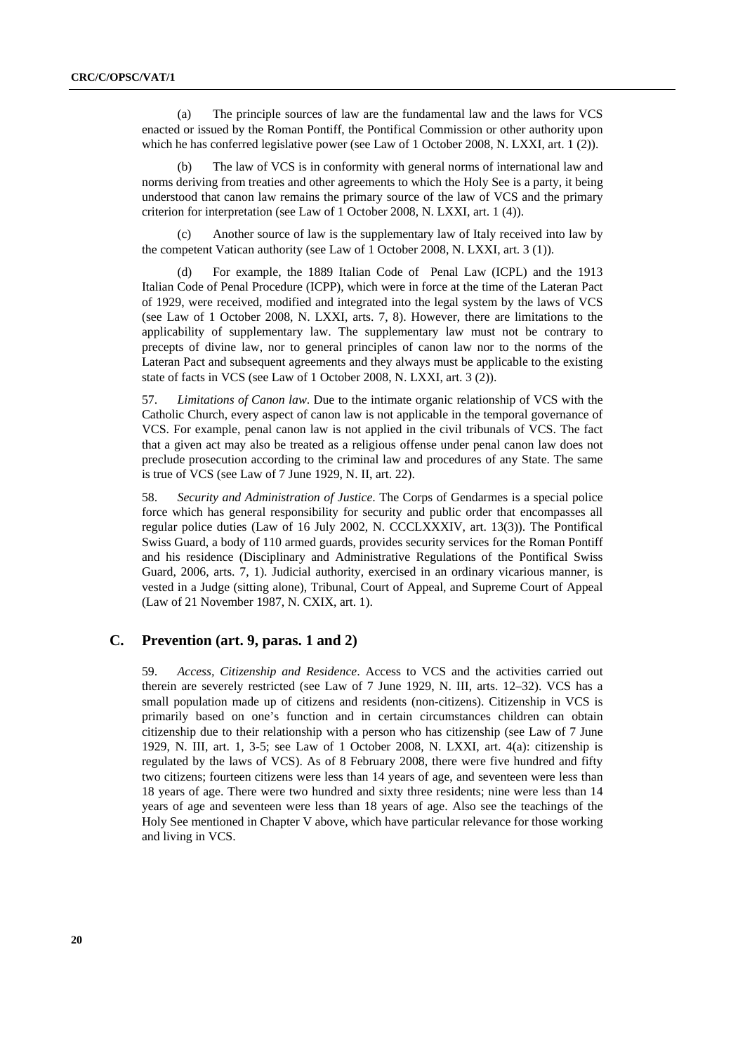(a) The principle sources of law are the fundamental law and the laws for VCS enacted or issued by the Roman Pontiff, the Pontifical Commission or other authority upon which he has conferred legislative power (see Law of 1 October 2008, N. LXXI, art. 1 (2)).

(b) The law of VCS is in conformity with general norms of international law and norms deriving from treaties and other agreements to which the Holy See is a party, it being understood that canon law remains the primary source of the law of VCS and the primary criterion for interpretation (see Law of 1 October 2008, N. LXXI, art. 1 (4)).

(c) Another source of law is the supplementary law of Italy received into law by the competent Vatican authority (see Law of 1 October 2008, N. LXXI, art. 3 (1)).

(d) For example, the 1889 Italian Code of Penal Law (ICPL) and the 1913 Italian Code of Penal Procedure (ICPP), which were in force at the time of the Lateran Pact of 1929, were received, modified and integrated into the legal system by the laws of VCS (see Law of 1 October 2008, N. LXXI, arts. 7, 8). However, there are limitations to the applicability of supplementary law. The supplementary law must not be contrary to precepts of divine law, nor to general principles of canon law nor to the norms of the Lateran Pact and subsequent agreements and they always must be applicable to the existing state of facts in VCS (see Law of 1 October 2008, N. LXXI, art. 3 (2)).

57. *Limitations of Canon law*. Due to the intimate organic relationship of VCS with the Catholic Church, every aspect of canon law is not applicable in the temporal governance of VCS. For example, penal canon law is not applied in the civil tribunals of VCS. The fact that a given act may also be treated as a religious offense under penal canon law does not preclude prosecution according to the criminal law and procedures of any State. The same is true of VCS (see Law of 7 June 1929, N. II, art. 22).

58. *Security and Administration of Justice*. The Corps of Gendarmes is a special police force which has general responsibility for security and public order that encompasses all regular police duties (Law of 16 July 2002, N. CCCLXXXIV, art. 13(3)). The Pontifical Swiss Guard, a body of 110 armed guards, provides security services for the Roman Pontiff and his residence (Disciplinary and Administrative Regulations of the Pontifical Swiss Guard, 2006, arts. 7, 1). Judicial authority, exercised in an ordinary vicarious manner, is vested in a Judge (sitting alone), Tribunal, Court of Appeal, and Supreme Court of Appeal (Law of 21 November 1987, N. CXIX, art. 1).

## C. Prevention (art. 9, paras. 1 and 2)

59. *Access, Citizenship and Residence*. Access to VCS and the activities carried out therein are severely restricted (see Law of 7 June 1929, N. III, arts. 12–32). VCS has a small population made up of citizens and residents (non-citizens). Citizenship in VCS is primarily based on one's function and in certain circumstances children can obtain citizenship due to their relationship with a person who has citizenship (see Law of 7 June 1929, N. III, art. 1, 3-5; see Law of 1 October 2008, N. LXXI, art. 4(a): citizenship is regulated by the laws of VCS). As of 8 February 2008, there were five hundred and fifty two citizens; fourteen citizens were less than 14 years of age, and seventeen were less than 18 years of age. There were two hundred and sixty three residents; nine were less than 14 years of age and seventeen were less than 18 years of age. Also see the teachings of the Holy See mentioned in Chapter V above, which have particular relevance for those working and living in VCS.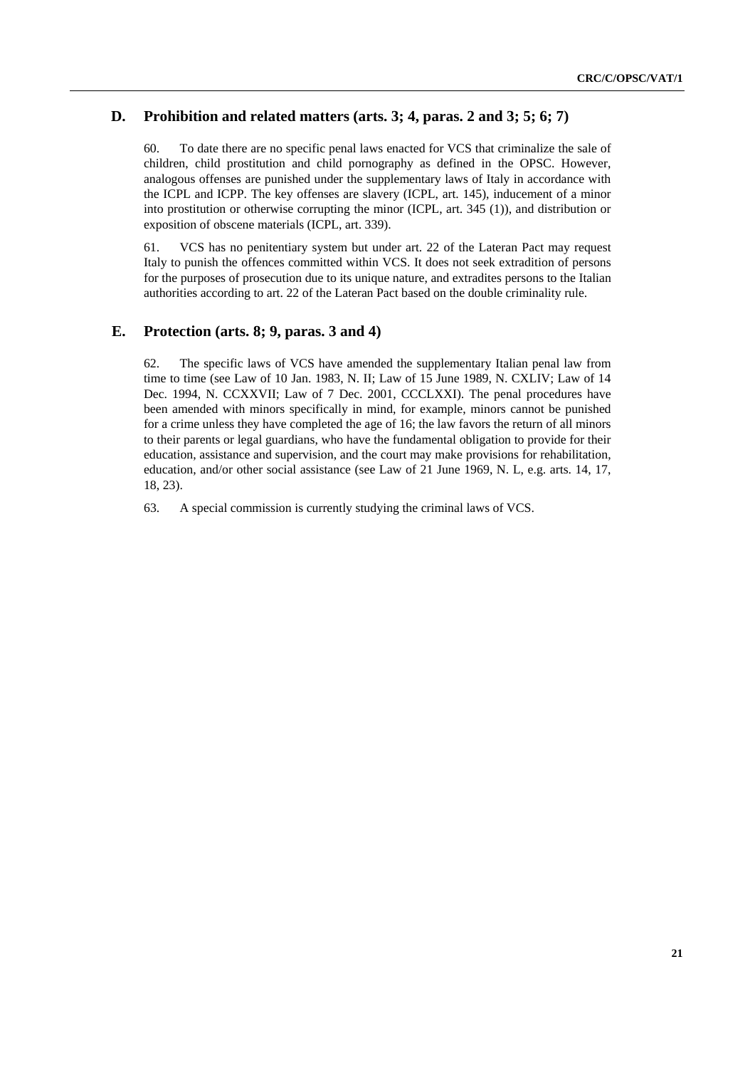## D. Prohibition and related matters (arts. 3; 4, paras. 2 and 3; 5; 6; 7)

60. To date there are no specific penal laws enacted for VCS that criminalize the sale of children, child prostitution and child pornography as defined in the OPSC. However, analogous offenses are punished under the supplementary laws of Italy in accordance with the ICPL and ICPP. The key offenses are slavery (ICPL, art. 145), inducement of a minor into prostitution or otherwise corrupting the minor (ICPL, art. 345 (1)), and distribution or exposition of obscene materials (ICPL, art. 339).

61. VCS has no penitentiary system but under art. 22 of the Lateran Pact may request Italy to punish the offences committed within VCS. It does not seek extradition of persons for the purposes of prosecution due to its unique nature, and extradites persons to the Italian authorities according to art. 22 of the Lateran Pact based on the double criminality rule.

## E. Protection (arts. 8; 9, paras. 3 and 4)

62. The specific laws of VCS have amended the supplementary Italian penal law from time to time (see Law of 10 Jan. 1983, N. II; Law of 15 June 1989, N. CXLIV; Law of 14 Dec. 1994, N. CCXXVII; Law of 7 Dec. 2001, CCCLXXI). The penal procedures have been amended with minors specifically in mind, for example, minors cannot be punished for a crime unless they have completed the age of 16; the law favors the return of all minors to their parents or legal guardians, who have the fundamental obligation to provide for their education, assistance and supervision, and the court may make provisions for rehabilitation, education, and/or other social assistance (see Law of 21 June 1969, N. L, e.g. arts. 14, 17, 18, 23).

63. A special commission is currently studying the criminal laws of VCS.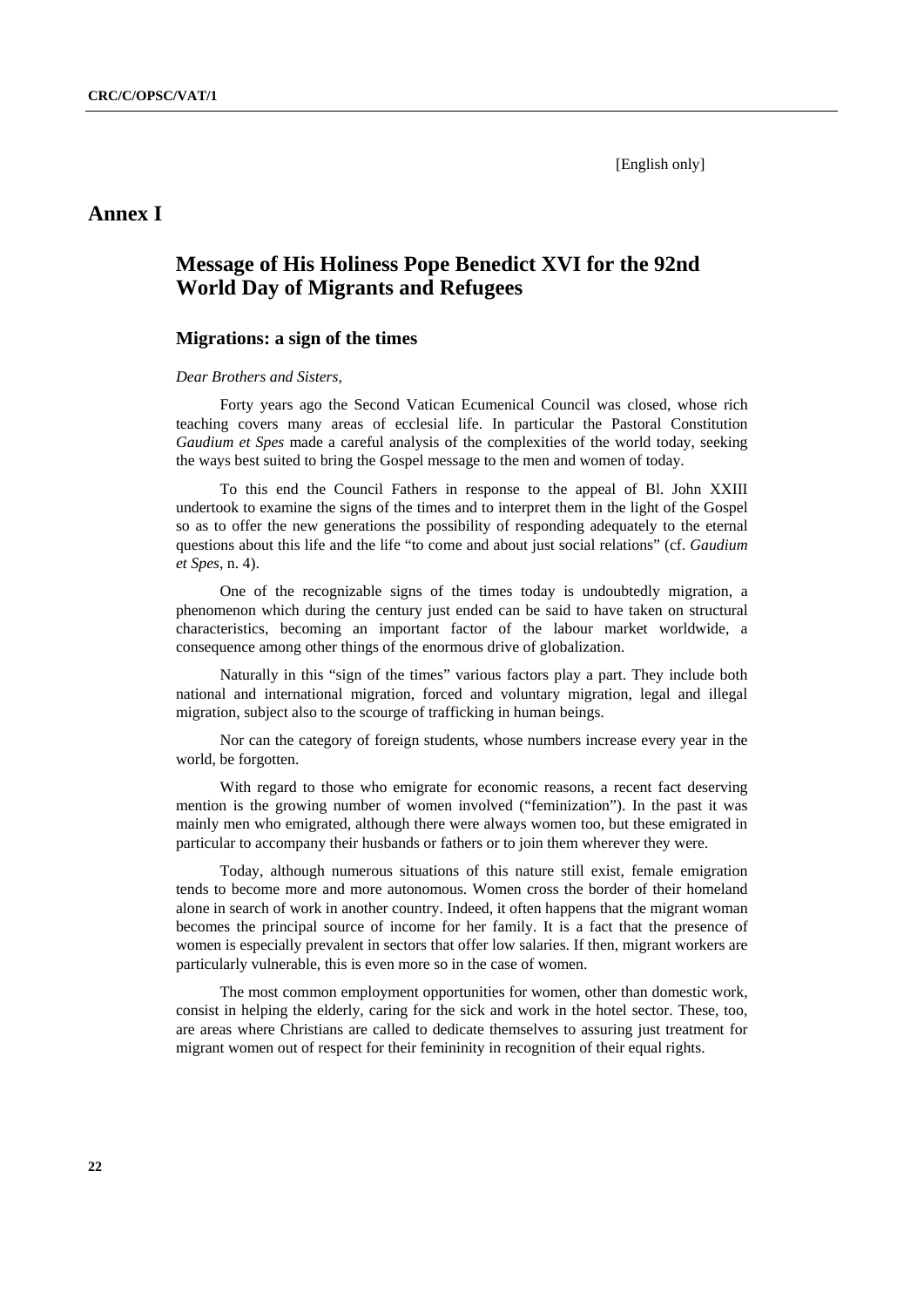[English only]

# Annex I

## Message of His Holiness Pope Benedict XVI for the 92nd World Day of Migrants and Refugees

### Migrations: a sign of the times

*Dear Brothers and Sisters,*

Forty years ago the Second Vatican Ecumenical Council was closed, whose rich teaching covers many areas of ecclesial life. In particular the Pastoral Constitution *Gaudium et Spes* made a careful analysis of the complexities of the world today, seeking the ways best suited to bring the Gospel message to the men and women of today.

To this end the Council Fathers in response to the appeal of Bl. John XXIII undertook to examine the signs of the times and to interpret them in the light of the Gospel so as to offer the new generations the possibility of responding adequately to the eternal questions about this life and the life "to come and about just social relations" (cf. *Gaudium et Spes*, n. 4).

One of the recognizable signs of the times today is undoubtedly migration, a phenomenon which during the century just ended can be said to have taken on structural characteristics, becoming an important factor of the labour market worldwide, a consequence among other things of the enormous drive of globalization.

Naturally in this "sign of the times" various factors play a part. They include both national and international migration, forced and voluntary migration, legal and illegal migration, subject also to the scourge of trafficking in human beings.

Nor can the category of foreign students, whose numbers increase every year in the world, be forgotten.

With regard to those who emigrate for economic reasons, a recent fact deserving mention is the growing number of women involved ("feminization"). In the past it was mainly men who emigrated, although there were always women too, but these emigrated in particular to accompany their husbands or fathers or to join them wherever they were.

Today, although numerous situations of this nature still exist, female emigration tends to become more and more autonomous. Women cross the border of their homeland alone in search of work in another country. Indeed, it often happens that the migrant woman becomes the principal source of income for her family. It is a fact that the presence of women is especially prevalent in sectors that offer low salaries. If then, migrant workers are particularly vulnerable, this is even more so in the case of women.

The most common employment opportunities for women, other than domestic work, consist in helping the elderly, caring for the sick and work in the hotel sector. These, too, are areas where Christians are called to dedicate themselves to assuring just treatment for migrant women out of respect for their femininity in recognition of their equal rights.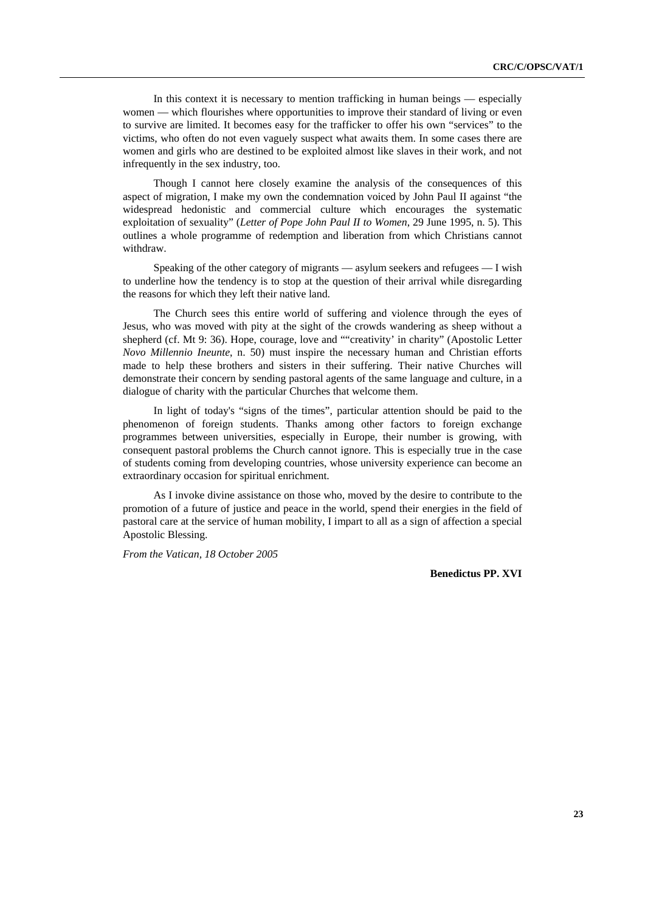In this context it is necessary to mention trafficking in human beings — especially women — which flourishes where opportunities to improve their standard of living or even to survive are limited. It becomes easy for the trafficker to offer his own "services" to the victims, who often do not even vaguely suspect what awaits them. In some cases there are women and girls who are destined to be exploited almost like slaves in their work, and not infrequently in the sex industry, too.

Though I cannot here closely examine the analysis of the consequences of this aspect of migration, I make my own the condemnation voiced by John Paul II against "the widespread hedonistic and commercial culture which encourages the systematic exploitation of sexuality" (*Letter of Pope John Paul II to Women*, 29 June 1995, n. 5). This outlines a whole programme of redemption and liberation from which Christians cannot withdraw.

Speaking of the other category of migrants — asylum seekers and refugees — I wish to underline how the tendency is to stop at the question of their arrival while disregarding the reasons for which they left their native land.

The Church sees this entire world of suffering and violence through the eyes of Jesus, who was moved with pity at the sight of the crowds wandering as sheep without a shepherd (cf. Mt 9: 36). Hope, courage, love and ""creativity' in charity" (Apostolic Letter *Novo Millennio Ineunte*, n. 50) must inspire the necessary human and Christian efforts made to help these brothers and sisters in their suffering. Their native Churches will demonstrate their concern by sending pastoral agents of the same language and culture, in a dialogue of charity with the particular Churches that welcome them.

In light of today's "signs of the times", particular attention should be paid to the phenomenon of foreign students. Thanks among other factors to foreign exchange programmes between universities, especially in Europe, their number is growing, with consequent pastoral problems the Church cannot ignore. This is especially true in the case of students coming from developing countries, whose university experience can become an extraordinary occasion for spiritual enrichment.

As I invoke divine assistance on those who, moved by the desire to contribute to the promotion of a future of justice and peace in the world, spend their energies in the field of pastoral care at the service of human mobility, I impart to all as a sign of affection a special Apostolic Blessing.

*From the Vatican, 18 October 2005*

**Benedictus PP. XVI**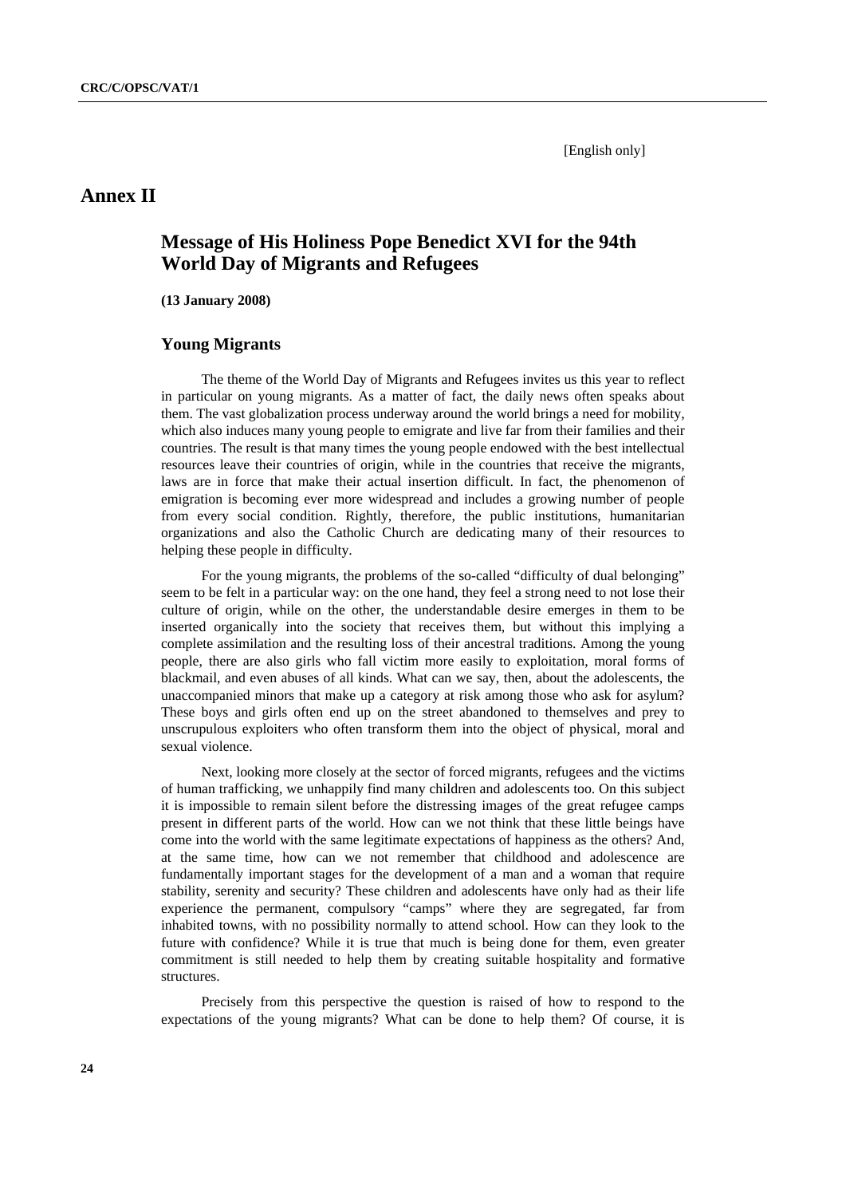[English only]

# Annex II

## Message of His Holiness Pope Benedict XVI for the 94th World Day of Migrants and Refugees

**(13 January 2008)**

### Young Migrants

The theme of the World Day of Migrants and Refugees invites us this year to reflect in particular on young migrants. As a matter of fact, the daily news often speaks about them. The vast globalization process underway around the world brings a need for mobility, which also induces many young people to emigrate and live far from their families and their countries. The result is that many times the young people endowed with the best intellectual resources leave their countries of origin, while in the countries that receive the migrants, laws are in force that make their actual insertion difficult. In fact, the phenomenon of emigration is becoming ever more widespread and includes a growing number of people from every social condition. Rightly, therefore, the public institutions, humanitarian organizations and also the Catholic Church are dedicating many of their resources to helping these people in difficulty.

For the young migrants, the problems of the so-called "difficulty of dual belonging" seem to be felt in a particular way: on the one hand, they feel a strong need to not lose their culture of origin, while on the other, the understandable desire emerges in them to be inserted organically into the society that receives them, but without this implying a complete assimilation and the resulting loss of their ancestral traditions. Among the young people, there are also girls who fall victim more easily to exploitation, moral forms of blackmail, and even abuses of all kinds. What can we say, then, about the adolescents, the unaccompanied minors that make up a category at risk among those who ask for asylum? These boys and girls often end up on the street abandoned to themselves and prey to unscrupulous exploiters who often transform them into the object of physical, moral and sexual violence.

Next, looking more closely at the sector of forced migrants, refugees and the victims of human trafficking, we unhappily find many children and adolescents too. On this subject it is impossible to remain silent before the distressing images of the great refugee camps present in different parts of the world. How can we not think that these little beings have come into the world with the same legitimate expectations of happiness as the others? And, at the same time, how can we not remember that childhood and adolescence are fundamentally important stages for the development of a man and a woman that require stability, serenity and security? These children and adolescents have only had as their life experience the permanent, compulsory "camps" where they are segregated, far from inhabited towns, with no possibility normally to attend school. How can they look to the future with confidence? While it is true that much is being done for them, even greater commitment is still needed to help them by creating suitable hospitality and formative structures.

Precisely from this perspective the question is raised of how to respond to the expectations of the young migrants? What can be done to help them? Of course, it is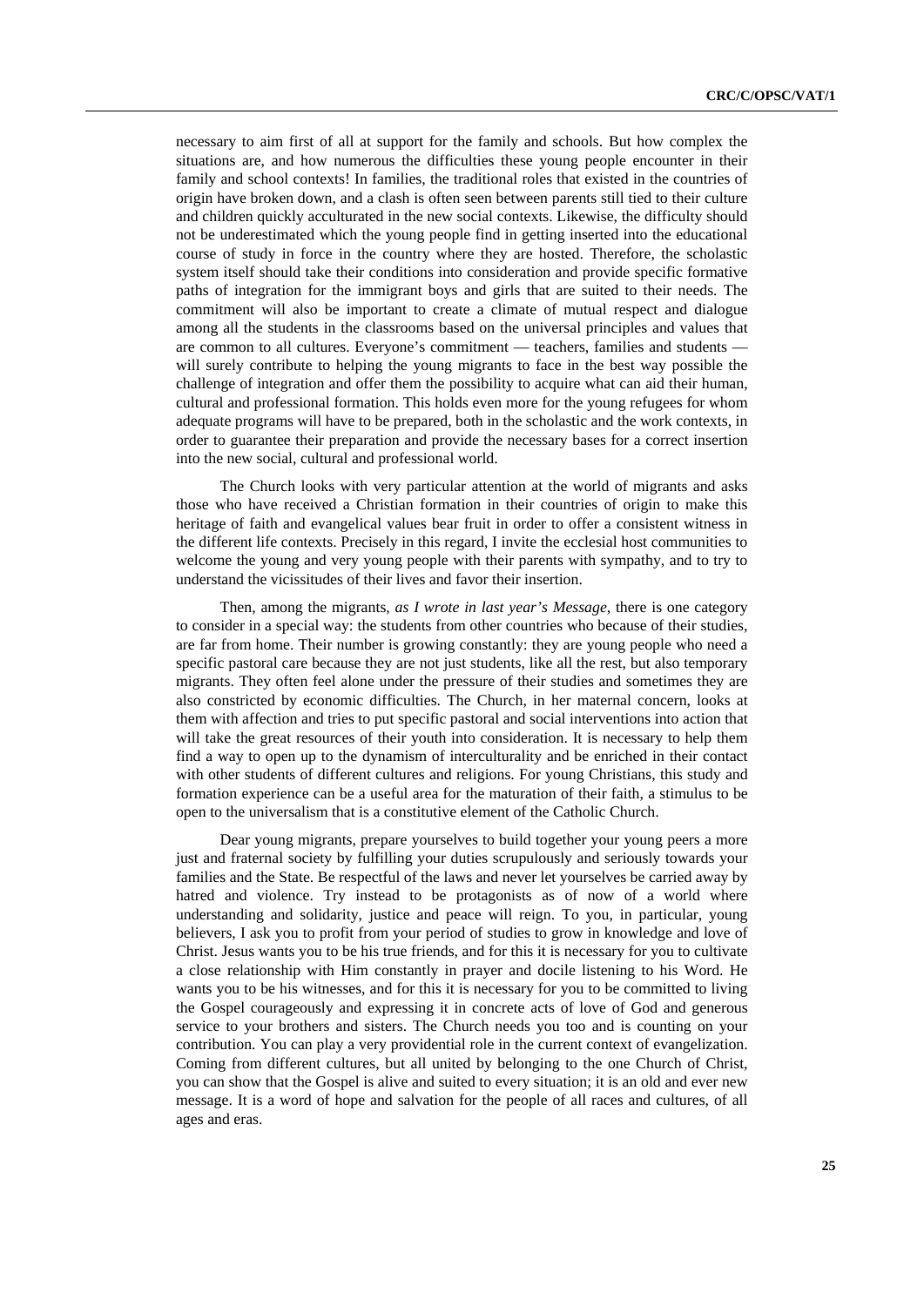necessary to aim first of all at support for the family and schools. But how complex the situations are, and how numerous the difficulties these young people encounter in their family and school contexts! In families, the traditional roles that existed in the countries of origin have broken down, and a clash is often seen between parents still tied to their culture and children quickly acculturated in the new social contexts. Likewise, the difficulty should not be underestimated which the young people find in getting inserted into the educational course of study in force in the country where they are hosted. Therefore, the scholastic system itself should take their conditions into consideration and provide specific formative paths of integration for the immigrant boys and girls that are suited to their needs. The commitment will also be important to create a climate of mutual respect and dialogue among all the students in the classrooms based on the universal principles and values that are common to all cultures. Everyone's commitment — teachers, families and students — will surely contribute to helping the young migrants to face in the best way possible the challenge of integration and offer them the possibility to acquire what can aid their human, cultural and professional formation. This holds even more for the young refugees for whom adequate programs will have to be prepared, both in the scholastic and the work contexts, in order to guarantee their preparation and provide the necessary bases for a correct insertion into the new social, cultural and professional world.

The Church looks with very particular attention at the world of migrants and asks those who have received a Christian formation in their countries of origin to make this heritage of faith and evangelical values bear fruit in order to offer a consistent witness in the different life contexts. Precisely in this regard, I invite the ecclesial host communities to welcome the young and very young people with their parents with sympathy, and to try to understand the vicissitudes of their lives and favor their insertion.

Then, among the migrants, *as I wrote in last year's Message*, there is one category to consider in a special way: the students from other countries who because of their studies, are far from home. Their number is growing constantly: they are young people who need a specific pastoral care because they are not just students, like all the rest, but also temporary migrants. They often feel alone under the pressure of their studies and sometimes they are also constricted by economic difficulties. The Church, in her maternal concern, looks at them with affection and tries to put specific pastoral and social interventions into action that will take the great resources of their youth into consideration. It is necessary to help them find a way to open up to the dynamism of interculturality and be enriched in their contact with other students of different cultures and religions. For young Christians, this study and formation experience can be a useful area for the maturation of their faith, a stimulus to be open to the universalism that is a constitutive element of the Catholic Church.

Dear young migrants, prepare yourselves to build together your young peers a more just and fraternal society by fulfilling your duties scrupulously and seriously towards your families and the State. Be respectful of the laws and never let yourselves be carried away by hatred and violence. Try instead to be protagonists as of now of a world where understanding and solidarity, justice and peace will reign. To you, in particular, young believers, I ask you to profit from your period of studies to grow in knowledge and love of Christ. Jesus wants you to be his true friends, and for this it is necessary for you to cultivate a close relationship with Him constantly in prayer and docile listening to his Word. He wants you to be his witnesses, and for this it is necessary for you to be committed to living the Gospel courageously and expressing it in concrete acts of love of God and generous service to your brothers and sisters. The Church needs you too and is counting on your contribution. You can play a very providential role in the current context of evangelization. Coming from different cultures, but all united by belonging to the one Church of Christ, you can show that the Gospel is alive and suited to every situation; it is an old and ever new message. It is a word of hope and salvation for the people of all races and cultures, of all ages and eras.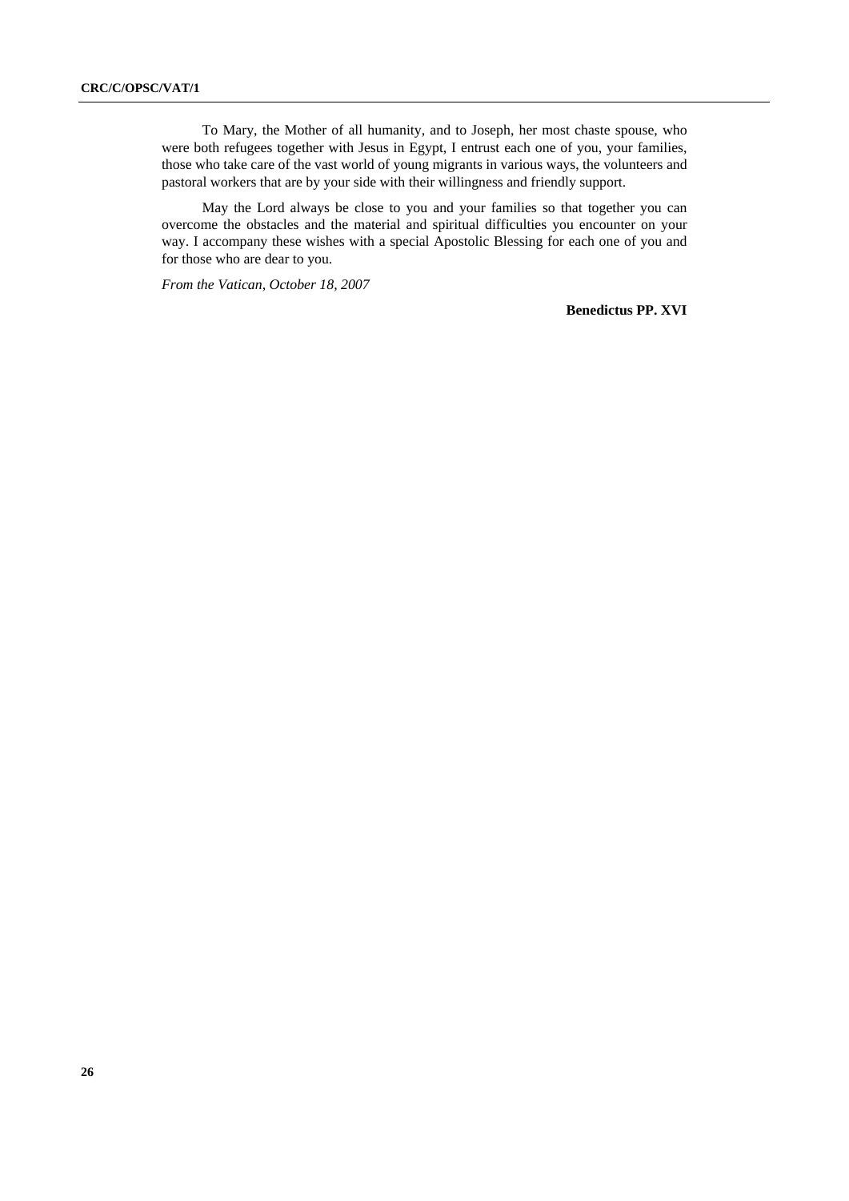To Mary, the Mother of all humanity, and to Joseph, her most chaste spouse, who were both refugees together with Jesus in Egypt, I entrust each one of you, your families, those who take care of the vast world of young migrants in various ways, the volunteers and pastoral workers that are by your side with their willingness and friendly support.

May the Lord always be close to you and your families so that together you can overcome the obstacles and the material and spiritual difficulties you encounter on your way. I accompany these wishes with a special Apostolic Blessing for each one of you and for those who are dear to you.

*From the Vatican, October 18, 2007*

**Benedictus PP. XVI**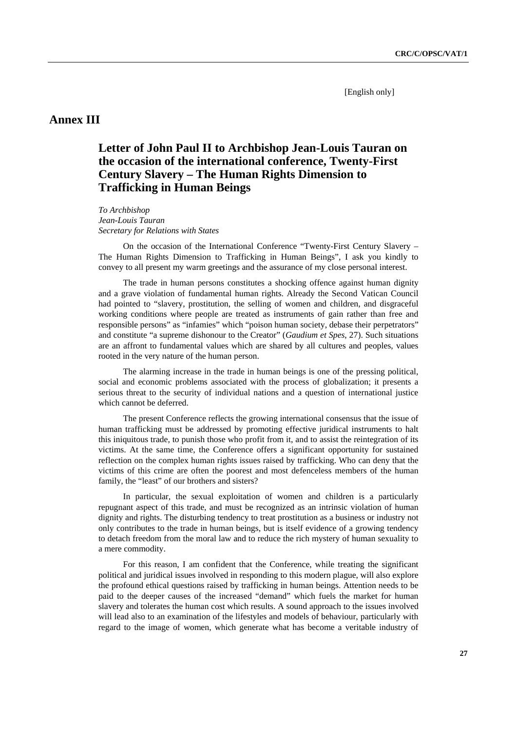[English only]

# Annex III

## Letter of John Paul II to Archbishop Jean-Louis Tauran on the occasion of the international conference, Twenty-First Century Slavery – The Human Rights Dimension to Trafficking in Human Beings

*To Archbishop*
*Jean-Louis Tauran*
*Secretary for Relations with States*

On the occasion of the International Conference "Twenty-First Century Slavery – The Human Rights Dimension to Trafficking in Human Beings", I ask you kindly to convey to all present my warm greetings and the assurance of my close personal interest.

The trade in human persons constitutes a shocking offence against human dignity and a grave violation of fundamental human rights. Already the Second Vatican Council had pointed to "slavery, prostitution, the selling of women and children, and disgraceful working conditions where people are treated as instruments of gain rather than free and responsible persons" as "infamies" which "poison human society, debase their perpetrators" and constitute "a supreme dishonour to the Creator" (*Gaudium et Spes*, 27). Such situations are an affront to fundamental values which are shared by all cultures and peoples, values rooted in the very nature of the human person.

The alarming increase in the trade in human beings is one of the pressing political, social and economic problems associated with the process of globalization; it presents a serious threat to the security of individual nations and a question of international justice which cannot be deferred.

The present Conference reflects the growing international consensus that the issue of human trafficking must be addressed by promoting effective juridical instruments to halt this iniquitous trade, to punish those who profit from it, and to assist the reintegration of its victims. At the same time, the Conference offers a significant opportunity for sustained reflection on the complex human rights issues raised by trafficking. Who can deny that the victims of this crime are often the poorest and most defenceless members of the human family, the "least" of our brothers and sisters?

In particular, the sexual exploitation of women and children is a particularly repugnant aspect of this trade, and must be recognized as an intrinsic violation of human dignity and rights. The disturbing tendency to treat prostitution as a business or industry not only contributes to the trade in human beings, but is itself evidence of a growing tendency to detach freedom from the moral law and to reduce the rich mystery of human sexuality to a mere commodity.

For this reason, I am confident that the Conference, while treating the significant political and juridical issues involved in responding to this modern plague, will also explore the profound ethical questions raised by trafficking in human beings. Attention needs to be paid to the deeper causes of the increased "demand" which fuels the market for human slavery and tolerates the human cost which results. A sound approach to the issues involved will lead also to an examination of the lifestyles and models of behaviour, particularly with regard to the image of women, which generate what has become a veritable industry of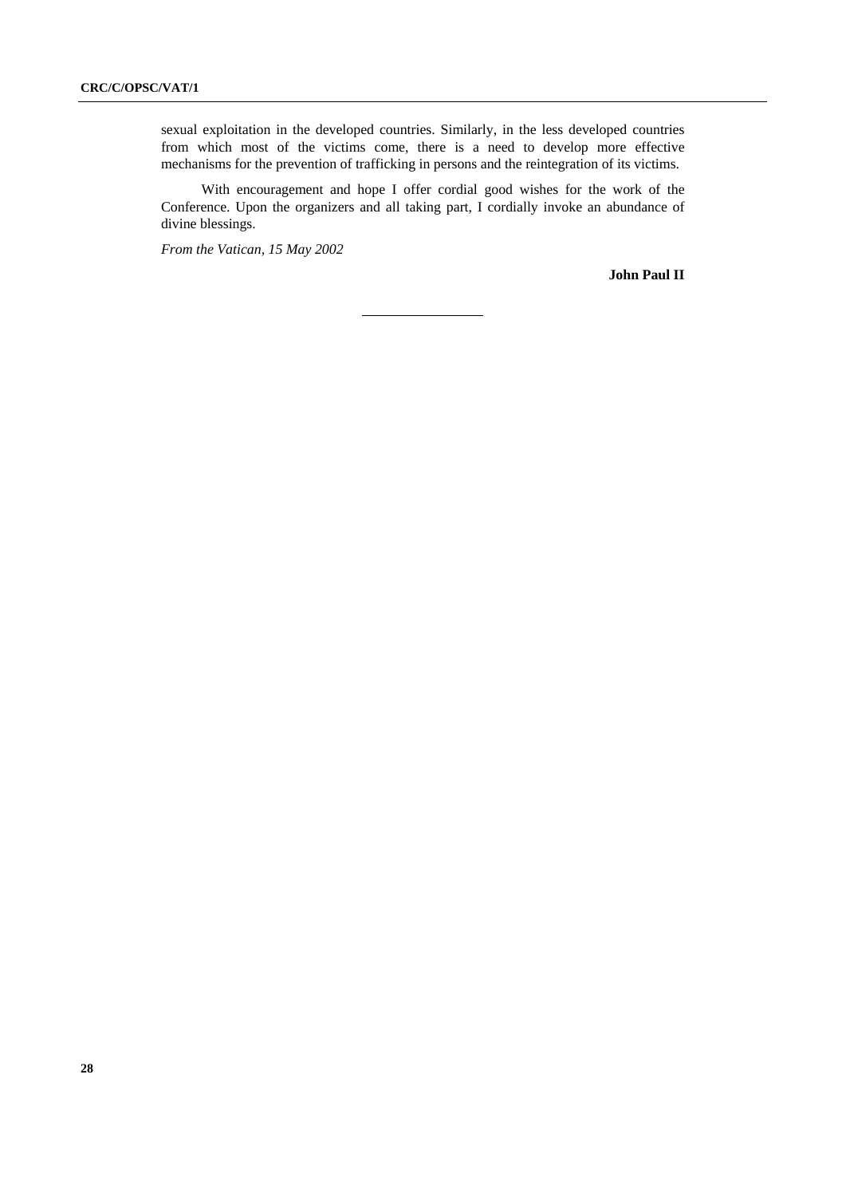sexual exploitation in the developed countries. Similarly, in the less developed countries from which most of the victims come, there is a need to develop more effective mechanisms for the prevention of trafficking in persons and the reintegration of its victims.

With encouragement and hope I offer cordial good wishes for the work of the Conference. Upon the organizers and all taking part, I cordially invoke an abundance of divine blessings.

*From the Vatican, 15 May 2002*

**John Paul II**